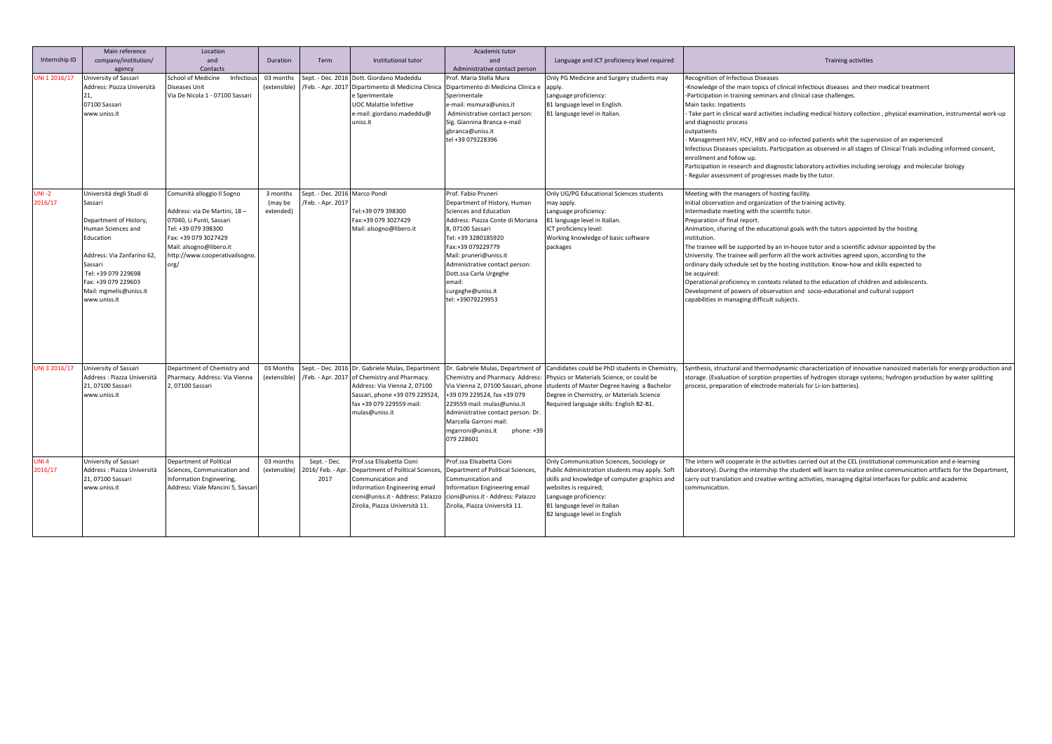| Internship ID | Main reference company/institution/ agency | Location and Contacts | Duration | Term | Institutional tutor | Academic tutor and Administrative contact person | Language and ICT proficiency level required | Training activities |
|---|---|---|---|---|---|---|---|---|
| UNI 1 2016/17 | University of Sassari Address: Piazza Università 21, 07100 Sassari www.uniss.it | School of Medicine Infectious Diseases Unit Via De Nicola 1 - 07100 Sassari | 03 months (extensible) | Sept. - Dec. 2016 /Feb. - Apr. 2017 | Dott. Giordano Madeddu Dipartimento di Medicina Clinica e Sperimentale UOC Malattie Infettive e-mail: giordano.madeddu@ uniss.it | Prof. Maria Stella Mura Dipartimento di Medicina Clinica e Sperimentale e-mail: msmura@uniss.it Administrative contact person: Sig. Giannina Branca e-mail gbranca@uniss.it tel +39 079228396 | Only PG Medicine and Surgery students may apply. Language proficiency: B1 language level in English. B1 language level in Italian. | Recognition of Infectious Diseases -Knowledge of the main topics of clinical Infectious diseases and their medical treatment -Participation in training seminars and clinical case challenges. Main tasks: Inpatients - Take part in clinical ward activities including medical history collection , physical examination, instrumental work-up and diagnostic process outpatients - Management HIV, HCV, HBV and co-infected patients whit the supervision of an experienced Infectious Diseases specialists. Participation as observed in all stages of Clinical Trials including informed consent, enrollment and follow up. Participation in research and diagnostic laboratory activities including serology and molecular biology - Regular assessment of progresses made by the tutor. |
| UNI -2 2016/17 | Università degli Studi di Sassari Department of History, Human Sciences and Education Address: Via Zanfarino 62, Sassari Tel: +39 079 229698 Fax: +39 079 229603 Mail: mgmelis@uniss.it www.uniss.it | Comunità alloggio Il Sogno Address: via De Martini, 18 – 07040, Li Punti, Sassari Tel: +39 079 398300 Fax: +39 079 3027429 Mail: alsogno@libero.it http://www.cooperativailsogno.org/ | 3 months (may be extended) | Sept. - Dec. 2016 /Feb. - Apr. 2017 | Marco Pondi Tel:+39 079 398300 Fax:+39 079 3027429 Mail: alsogno@libero.it | Prof. Fabio Pruneri Department of History, Human Sciences and Education Address: Piazza Conte di Moriana 8, 07100 Sassari Tel: +39 3280185920 Fax:+39 079229779 Mail: pruneri@uniss.it Administrative contact person: Dott.ssa Carla Urgeghe email: curgeghe@uniss.it tel: +39079229953 | Only UG/PG Educational Sciences students may apply. Language proficiency: B1 language level in Italian. ICT proficiency level: Working knowledge of basic software packages | Meeting with the managers of hosting facility. Initial observation and organization of the training activity. Intermediate meeting with the scientific tutor. Preparation of final report. Animation, sharing of the educational goals with the tutors appointed by the hosting institution. The trainee will be supported by an in-house tutor and a scientific advisor appointed by the University. The trainee will perform all the work activities agreed upon, according to the ordinary daily schedule set by the hosting institution. Know-how and skills expected to be acquired: Operational proficiency in contexts related to the education of children and adolescents. Development of powers of observation and socio-educational and cultural support capabilities in managing difficult subjects. |
| UNI 3 2016/17 | University of Sassari Address : Piazza Università 21, 07100 Sassari www.uniss.it | Department of Chemistry and Pharmacy. Address: Via Vienna 2, 07100 Sassari | 03 Months (extensible) | Sept. - Dec. 2016 /Feb. - Apr. 2017 | Dr. Gabriele Mulas, Department of Chemistry and Pharmacy. Address: Via Vienna 2, 07100 Sassari, phone +39 079 229524, fax +39 079 229559 mail: mulas@uniss.it | Dr. Gabriele Mulas, Department of Chemistry and Pharmacy. Address: Via Vienna 2, 07100 Sassari, phone +39 079 229524, fax +39 079 229559 mail: mulas@uniss.it Administrative contact person: Dr. Marcella Garroni mail: mgarroni@uniss.it phone: +39 079 228601 | Candidates could be PhD students in Chemistry, Physics or Materials Science, or could be students of Master Degree having a Bachelor Degree in Chemistry, or Materials Science Required language skills: English B2-B1. | Synthesis, structural and thermodynamic characterization of innovative nanosized materials for energy production and storage. (Evaluation of sorption properties of hydrogen storage systems; hydrogen production by water splitting process, preparation of electrode materials for Li-ion batteries). |
| UNI 4 2016/17 | University of Sassari Address : Piazza Università 21, 07100 Sassari www.uniss.it | Department of Political Sciences, Communication and Information Engineering, Address: Viale Mancini 5, Sassari | 03 months (extensible) | Sept. - Dec. 2016/ Feb. - Apr. 2017 | Prof.ssa Elisabetta Cioni Department of Political Sciences, Communication and Information Engineering email cioni@uniss.it - Address: Palazzo Zirolia, Piazza Università 11. | Prof.ssa Elisabetta Cioni Department of Political Sciences, Communication and Information Engineering email cioni@uniss.it - Address: Palazzo Zirolia, Piazza Università 11. | Only Communication Sciences, Sociology or Public Administration students may apply. Soft skills and knowledge of computer graphics and websites is required; Language proficiency: B1 language level in Italian B2 language level in English | The intern will cooperate in the activities carried out at the CEL (institutional communication and e-learning laboratory). During the internship the student will learn to realize online communication artifacts for the Department, carry out translation and creative writing activities, managing digital interfaces for public and academic communication. |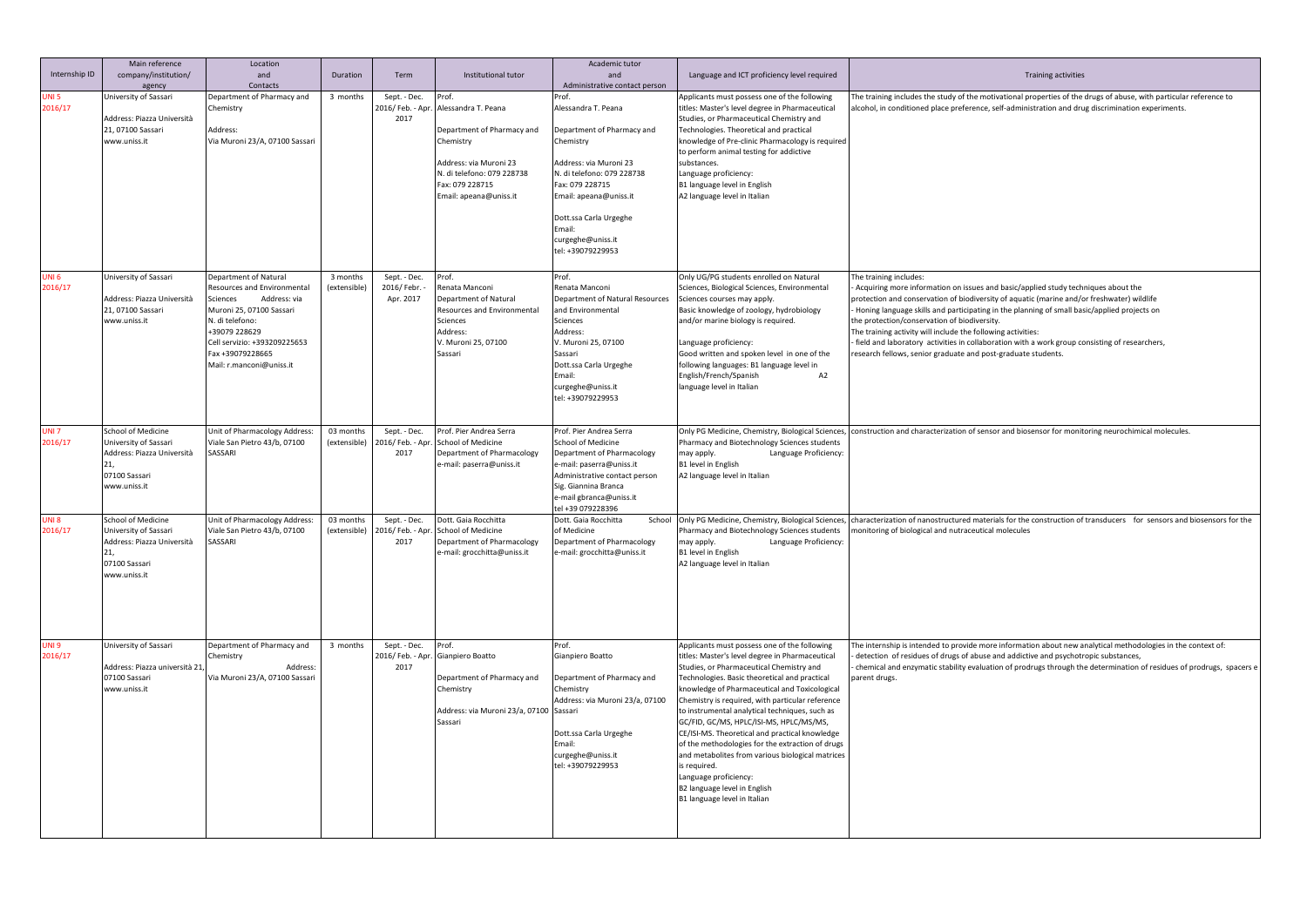| Internship ID | Main reference company/institution/ agency | Location and Contacts | Duration | Term | Institutional tutor | Academic tutor and Administrative contact person | Language and ICT proficiency level required | Training activities |
|---|---|---|---|---|---|---|---|---|
| UNI 5 2016/17 | University of Sassari<br><br>Address: Piazza Università 21, 07100 Sassari<br>www.uniss.it | Department of Pharmacy and Chemistry<br><br>Address:<br>Via Muroni 23/A, 07100 Sassari | 3 months | Sept. - Dec. 2016/ Feb. - Apr. 2017 | Prof.<br>Alessandra T. Peana<br><br>Department of Pharmacy and Chemistry<br><br>Address: via Muroni 23<br>N. di telefono: 079 228738<br>Fax: 079 228715<br>Email: apeana@uniss.it | Prof.<br>Alessandra T. Peana<br><br>Department of Pharmacy and Chemistry<br><br>Address: via Muroni 23<br>N. di telefono: 079 228738<br>Fax: 079 228715<br>Email: apeana@uniss.it<br><br>Dott.ssa Carla Urgeghe<br>Email:<br>curgeghe@uniss.it<br>tel: +39079229953 | Applicants must possess one of the following titles: Master's level degree in Pharmaceutical Studies, or Pharmaceutical Chemistry and Technologies. Theoretical and practical knowledge of Pre-clinic Pharmacology is required to perform animal testing for addictive substances.<br>Language proficiency:<br>B1 language level in English<br>A2 language level in Italian | The training includes the study of the motivational properties of the drugs of abuse, with particular reference to alcohol, in conditioned place preference, self-administration and drug discrimination experiments. |
| UNI 6 2016/17 | University of Sassari<br><br>Address: Piazza Università 21, 07100 Sassari<br>www.uniss.it | Department of Natural Resources and Environmental Sciences Address: via Muroni 25, 07100 Sassari<br>N. di telefono:<br>+39079 228629<br>Cell servizio: +393209225653<br>Fax +39079228665<br>Mail: r.manconi@uniss.it | 3 months (extensible) | Sept. - Dec. 2016/ Febr. - Apr. 2017 | Prof.<br>Renata Manconi<br>Department of Natural Resources and Environmental Sciences<br>Address:<br>V. Muroni 25, 07100 Sassari | Prof.<br>Renata Manconi<br>Department of Natural Resources and Environmental Sciences<br>Address:<br>V. Muroni 25, 07100 Sassari<br>Dott.ssa Carla Urgeghe<br>Email:<br>curgeghe@uniss.it<br>tel: +39079229953 | Only UG/PG students enrolled on Natural Sciences, Biological Sciences, Environmental Sciences courses may apply.<br>Basic knowledge of zoology, hydrobiology and/or marine biology is required.<br><br>Language proficiency:<br>Good written and spoken level in one of the following languages: B1 language level in English/French/Spanish A2 language level in Italian | The training includes:<br>- Acquiring more information on issues and basic/applied study techniques about the protection and conservation of biodiversity of aquatic (marine and/or freshwater) wildlife<br>- Honing language skills and participating in the planning of small basic/applied projects on the protection/conservation of biodiversity.<br>The training activity will include the following activities:<br>- field and laboratory activities in collaboration with a work group consisting of researchers, research fellows, senior graduate and post-graduate students. |
| UNI 7 2016/17 | School of Medicine University of Sassari<br>Address: Piazza Università 21,<br>07100 Sassari<br>www.uniss.it | Unit of Pharmacology Address: Viale San Pietro 43/b, 07100 SASSARI | 03 months (extensible) | Sept. - Dec. 2016/ Feb. - Apr. 2017 | Prof. Pier Andrea Serra<br>School of Medicine<br>Department of Pharmacology<br>e-mail: paserra@uniss.it | Prof. Pier Andrea Serra<br>School of Medicine<br>Department of Pharmacology<br>e-mail: paserra@uniss.it<br>Administrative contact person<br>Sig. Giannina Branca<br>e-mail gbranca@uniss.it<br>tel +39 079228396 | Only PG Medicine, Chemistry, Biological Sciences, Pharmacy and Biotechnology Sciences students may apply. Language Proficiency:<br>B1 level in English<br>A2 language level in Italian | construction and characterization of sensor and biosensor for monitoring neurochimical molecules. |
| UNI 8 2016/17 | School of Medicine University of Sassari<br>Address: Piazza Università 21,<br>07100 Sassari<br>www.uniss.it | Unit of Pharmacology Address: Viale San Pietro 43/b, 07100 SASSARI | 03 months (extensible) | Sept. - Dec. 2016/ Feb. - Apr. 2017 | Dott. Gaia Rocchitta<br>School of Medicine<br>Department of Pharmacology<br>e-mail: grocchitta@uniss.it | Dott. Gaia Rocchitta School of Medicine<br>Department of Pharmacology<br>e-mail: grocchitta@uniss.it | Only PG Medicine, Chemistry, Biological Sciences, Pharmacy and Biotechnology Sciences students may apply. Language Proficiency:<br>B1 level in English<br>A2 language level in Italian | characterization of nanostructured materials for the construction of transducers for sensors and biosensors for the monitoring of biological and nutraceutical molecules |
| UNI 9 2016/17 | University of Sassari<br><br>Address: Piazza università 21, 07100 Sassari<br>www.uniss.it | Department of Pharmacy and Chemistry<br>Address:<br>Via Muroni 23/A, 07100 Sassari | 3 months | Sept. - Dec. 2016/ Feb. - Apr. 2017 | Prof.<br>Gianpiero Boatto<br><br>Department of Pharmacy and Chemistry<br><br>Address: via Muroni 23/a, 07100 Sassari | Prof.<br>Gianpiero Boatto<br><br>Department of Pharmacy and Chemistry<br>Address: via Muroni 23/a, 07100 Sassari<br><br>Dott.ssa Carla Urgeghe<br>Email:<br>curgeghe@uniss.it<br>tel: +39079229953 | Applicants must possess one of the following titles: Master's level degree in Pharmaceutical Studies, or Pharmaceutical Chemistry and Technologies. Basic theoretical and practical knowledge of Pharmaceutical and Toxicological Chemistry is required, with particular reference to instrumental analytical techniques, such as GC/FID, GC/MS, HPLC/ISI-MS, HPLC/MS/MS, CE/ISI-MS. Theoretical and practical knowledge of the methodologies for the extraction of drugs and metabolites from various biological matrices is required.<br>Language proficiency:<br>B2 language level in English<br>B1 language level in Italian | The internship is intended to provide more information about new analytical methodologies in the context of:<br>- detection of residues of drugs of abuse and addictive and psychotropic substances,<br>- chemical and enzymatic stability evaluation of prodrugs through the determination of residues of prodrugs, spacers e parent drugs. |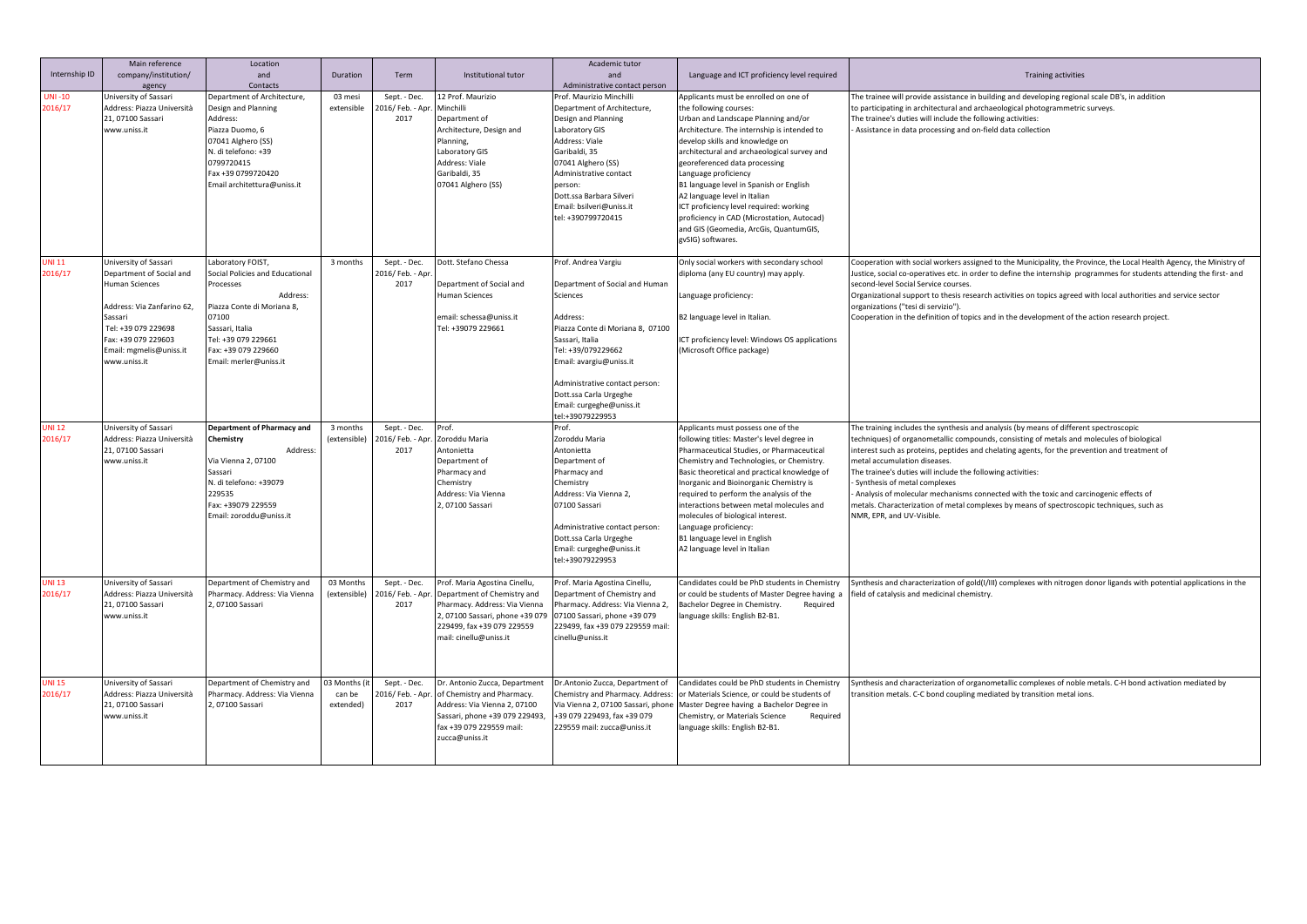| Internship ID | Main reference company/institution/ agency | Location and Contacts | Duration | Term | Institutional tutor | Academic tutor and Administrative contact person | Language and ICT proficiency level required | Training activities |
|---|---|---|---|---|---|---|---|---|
| UNI -10 2016/17 | University of Sassari Address: Piazza Università 21, 07100 Sassari www.uniss.it | Department of Architecture, Design and Planning Address: Piazza Duomo, 6 07041 Alghero (SS) N. di telefono: +39 0799720415 Fax +39 0799720420 Email architettura@uniss.it | 03 mesi extensible | Sept. - Dec. 2016/ Feb. - Apr. 2017 | 12 Prof. Maurizio Minchilli Department of Architecture, Design and Planning, Laboratory GIS Address: Viale Garibaldi, 35 07041 Alghero (SS) | Prof. Maurizio Minchilli Department of Architecture, Design and Planning Laboratory GIS Address: Viale Garibaldi, 35 07041 Alghero (SS) Administrative contact person: Dott.ssa Barbara Silveri Email: bsilveri@uniss.it tel: +390799720415 | Applicants must be enrolled on one of the following courses: Urban and Landscape Planning and/or Architecture. The internship is intended to develop skills and knowledge on architectural and archaeological survey and georeferenced data processing Language proficiency B1 language level in Spanish or English A2 language level in Italian ICT proficiency level required: working proficiency in CAD (Microstation, Autocad) and GIS (Geomedia, ArcGis, QuantumGIS, gvSIG) softwares. | The trainee will provide assistance in building and developing regional scale DB's, in addition to participating in architectural and archaeological photogrammetric surveys. The trainee's duties will include the following activities: - Assistance in data processing and on-field data collection |
| UNI 11 2016/17 | University of Sassari Department of Social and Human Sciences Address: Via Zanfarino 62, Sassari Tel: +39 079 229698 Fax: +39 079 229603 Email: mgmelis@uniss.it www.uniss.it | Laboratory FOIST, Social Policies and Educational Processes Address: Piazza Conte di Moriana 8, 07100 Sassari, Italia Tel: +39 079 229661 Fax: +39 079 229660 Email: merler@uniss.it | 3 months | Sept. - Dec. 2016/ Feb. - Apr. 2017 | Dott. Stefano Chessa Department of Social and Human Sciences email: schessa@uniss.it Tel: +39079 229661 | Prof. Andrea Vargiu Department of Social and Human Sciences Address: Piazza Conte di Moriana 8, 07100 Sassari, Italia Tel: +39/079229662 Email: avargiu@uniss.it Administrative contact person: Dott.ssa Carla Urgeghe Email: curgeghe@uniss.it tel:+39079229953 | Only social workers with secondary school diploma (any EU country) may apply. Language proficiency: B2 language level in Italian. ICT proficiency level: Windows OS applications (Microsoft Office package) | Cooperation with social workers assigned to the Municipality, the Province, the Local Health Agency, the Ministry of Justice, social co-operatives etc. in order to define the internship programmes for students attending the first- and second-level Social Service courses. Organizational support to thesis research activities on topics agreed with local authorities and service sector organizations ("tesi di servizio"). Cooperation in the definition of topics and in the development of the action research project. |
| UNI 12 2016/17 | University of Sassari Address: Piazza Università 21, 07100 Sassari www.uniss.it | **Department of Pharmacy and Chemistry** Address: Via Vienna 2, 07100 Sassari N. di telefono: +39079 229535 Fax: +39079 229559 Email: zoroddu@uniss.it | 3 months (extensible) | Sept. - Dec. 2016/ Feb. - Apr. 2017 | Prof. Zoroddu Maria Antonietta Department of Pharmacy and Chemistry Address: Via Vienna 2, 07100 Sassari | Prof. Zoroddu Maria Antonietta Department of Pharmacy and Chemistry Address: Via Vienna 2, 07100 Sassari Administrative contact person: Dott.ssa Carla Urgeghe Email: curgeghe@uniss.it tel:+39079229953 | Applicants must possess one of the following titles: Master's level degree in Pharmaceutical Studies, or Pharmaceutical Chemistry and Technologies, or Chemistry. Basic theoretical and practical knowledge of Inorganic and Bioinorganic Chemistry is required to perform the analysis of the interactions between metal molecules and molecules of biological interest. Language proficiency: B1 language level in English A2 language level in Italian | The training includes the synthesis and analysis (by means of different spectroscopic techniques) of organometallic compounds, consisting of metals and molecules of biological interest such as proteins, peptides and chelating agents, for the prevention and treatment of metal accumulation diseases. The trainee's duties will include the following activities: - Synthesis of metal complexes - Analysis of molecular mechanisms connected with the toxic and carcinogenic effects of metals. Characterization of metal complexes by means of spectroscopic techniques, such as NMR, EPR, and UV-Visible. |
| UNI 13 2016/17 | University of Sassari Address: Piazza Università 21, 07100 Sassari www.uniss.it | Department of Chemistry and Pharmacy. Address: Via Vienna 2, 07100 Sassari | 03 Months (extensible) | Sept. - Dec. 2016/ Feb. - Apr. 2017 | Prof. Maria Agostina Cinellu, Department of Chemistry and Pharmacy. Address: Via Vienna 2, 07100 Sassari, phone +39 079 229499, fax +39 079 229559 mail: cinellu@uniss.it | Prof. Maria Agostina Cinellu, Department of Chemistry and Pharmacy. Address: Via Vienna 2, 07100 Sassari, phone +39 079 229499, fax +39 079 229559 mail: cinellu@uniss.it | Candidates could be PhD students in Chemistry or could be students of Master Degree having a Bachelor Degree in Chemistry. Required language skills: English B2-B1. | Synthesis and characterization of gold(I/III) complexes with nitrogen donor ligands with potential applications in the field of catalysis and medicinal chemistry. |
| UNI 15 2016/17 | University of Sassari Address: Piazza Università 21, 07100 Sassari www.uniss.it | Department of Chemistry and Pharmacy. Address: Via Vienna 2, 07100 Sassari | 03 Months (it can be extended) | Sept. - Dec. 2016/ Feb. - Apr. 2017 | Dr. Antonio Zucca, Department of Chemistry and Pharmacy. Address: Via Vienna 2, 07100 Sassari, phone +39 079 229493, fax +39 079 229559 mail: zucca@uniss.it | Dr.Antonio Zucca, Department of Chemistry and Pharmacy. Address: Via Vienna 2, 07100 Sassari, phone +39 079 229493, fax +39 079 229559 mail: zucca@uniss.it | Candidates could be PhD students in Chemistry or Materials Science, or could be students of Master Degree having a Bachelor Degree in Chemistry, or Materials Science Required language skills: English B2-B1. | Synthesis and characterization of organometallic complexes of noble metals. C-H bond activation mediated by transition metals. C-C bond coupling mediated by transition metal ions. |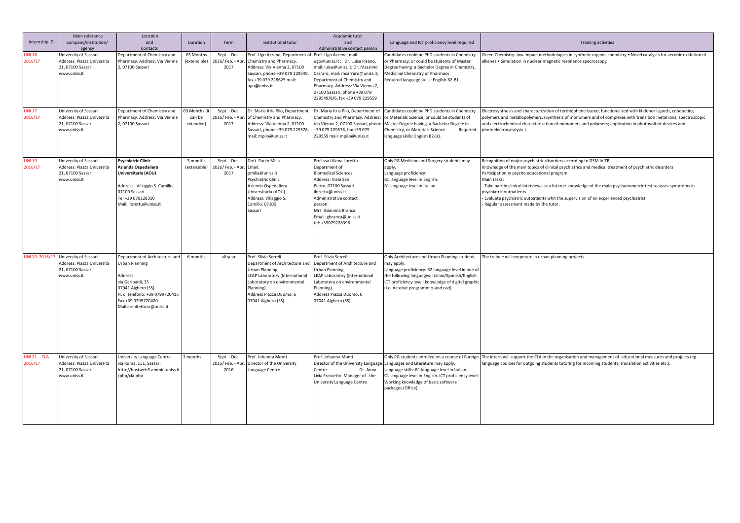| Internship ID | Main reference company/ institution/ agency | Location and Contacts | Duration | Term | Institutional tutor | Academic tutor and Administrative contact person | Language and ICT proficiency level required | Training activities |
| --- | --- | --- | --- | --- | --- | --- | --- | --- |
| UNI 16 2016/17 | University of Sassari Address: Piazza Università 21, 07100 Sassari www.uniss.it | Department of Chemistry and Pharmacy. Address: Via Vienna 2, 07100 Sassari | 03 Months (extendible) | Sept. - Dec. 2016/ Feb. - Apr. 2017 | Prof. Ugo Azzena, Department of Chemistry and Pharmacy. Address: Via Vienna 2, 07100 Sassari, phone +39 079 229549, fax +39 079 228625 mail: ugo@uniss.it | Prof. Ugo Azzena, mail: ugo@uniss.it ; Dr. Luisa Pisano, mail: luisa@uniss.it; Dr. Massimo Carraro, mail: mcarraro@uniss.it; Department of Chemistry and Pharmacy. Address: Via Vienna 2, 07100 Sassari, phone +39 079 229549/8/6, fax +39 079 229559 | Candidates could be PhD students in Chemistry or Pharmacy, or could be students of Master Degree having a Bachelor Degree in Chemistry, Medicinal Chemistry or Pharmacy Required language skills: English B2-B1. | Green Chemistry: low impact methodologies in synthetic organic chemistry • Novel catalysts for aerobic oxidation of alkenes • Simulation in nuclear magnetic resonance specroscopy |
| UNI 17 2016/17 | University of Sassari Address: Piazza Università 21, 07100 Sassari www.uniss.it | Department of Chemistry and Pharmacy. Address: Via Vienna 2, 07100 Sassari | 03 Months (it can be extended) | Sept. - Dec. 2016/ Feb. - Apr. 2017 | Dr. Maria Itria Pilo, Department of Chemistry and Pharmacy. Address: Via Vienna 2, 07100 Sassari, phone +39 079 229578, mail: mpilo@uniss.it | Dr. Maria Itria Pilo, Department of Chemistry and Pharmacy. Address: Via Vienna 2, 07100 Sassari, phone +39 079 229578, fax +39 079 229559 mail: mpilo@uniss.it | Candidates could be PhD students in Chemistry or Materials Science, or could be students of Master Degree having a Bachelor Degree in Chemistry, or Materials Science Required language skills: English B2-B1. | Electrosynthesis and characterization of terthiophene-based, functionalized with N-donor ligands, conducting polymers and metallopolymers. (Synthesis of monomers and of complexes with transition metal ions; spectroscopic and electrochemical characterization of monomers and polymers; application in photovoltaic devices and photoelectrocatalysis.) |
| UNI 19 2016/17 | University of Sassari Address: Piazza Università 21, 07100 Sassari www.uniss.it | **Psychiatric Clinic Azienda Ospedaliera Universitaria (AOU)** Address: Villaggio S. Camillo, 07100 Sassari Tel:+39 079228350 Mail: llorettu@uniss.it | 3 months (extensible) | Sept. - Dec. 2016/ Feb. - Apr. 2017 | Dott. Paolo Milia Email: pmilia@uniss.it Psychiatric Clinic Azienda Ospedaliera Universitaria (AOU) Address: Villaggio S. Camillo, 07100 Sassari | Prof.ssa Liliana Lorettu Department of Biomedical Sciences Address: Viale San Pietro, 07100 Sassari llorettu@uniss.it Administrative contact person: Mrs. Giannina Branca Email: gbranca@uniss.it tel: +39079228396 | Only PG Medicine and Surgery students may apply. Language proficiency: B1 language level in English. B1 language level in Italian. | Recognition of major psychiatric disorders according to DSM IV TR Knowledge of the main topics of clinical psychiatrics and medical treatment of psychiatric disorders Participation in psycho educational program. Main tasks: - Take part in clinical interviews as a listener knowledge of the main psychonometric test to asses symptoms in psychiatric outpatients - Evaluate psychiatric outpatients whit the supervision of an experienced psychiatrist - Regular assessment made by the tutor. |
| UNI 20 2016/17 | University of Sassari Address: Piazza Università 21, 07100 Sassari www.uniss.it | Department of Architecture and Urban Planning Address: via Garibaldi, 35 07041 Alghero (SS) N. di telefono: +39 0799720415 Fax +39 0799720420 Mail architettura@uniss.it | 6 months | all year | Prof. Silvia Serreli Department of Architecture and Urban Planning LEAP Laboratory (International Laboratory on environmental Planning) Address Piazza Duomo, 6 07041 Alghero (SS) | Prof. Silvia Serreli Department of Architecture and Urban Planning LEAP Laboratory (International Laboratory on environmental Planning) Address Piazza Duomo, 6 07041 Alghero (SS) | Only Architecture and Urban Planning students may apply. Language proficiency: B2 language level in one of the following languages: Italian/Spanish/English ICT proficiency level: knowledge of digital graphic (i.e. Acrobat programmes and cad) | The trainee will cooperate in urban planning projects. |
| UNI 21 - CLA 2016/17 | University of Sassari Address: Piazza Università 21, 07100 Sassari www.uniss.it | University Language Centre via Roma, 151, Sassari http://hostweb3.ammin.uniss.it/php/cla.php | 3 months | Sept. - Dec. 2015/ Feb. - Apr. 2016 | Prof. Johanna Monti Director of the University Language Centre | Prof. Johanna Monti Director of the University Language Centre Dr. Anna Livia Frassetto Manager of the University Language Centre | Only PG students enrolled on a course of Foreign Languages and Literature may apply. Language skills: B1 language level in Italian; C1 language level in English. ICT proficiency level: Working knowledge of basic software packages (Office) | The intern will support the CLA in the organisation and management of educational measures and projects (eg. language courses for outgoing students tutoring for incoming students, translation activities etc.). |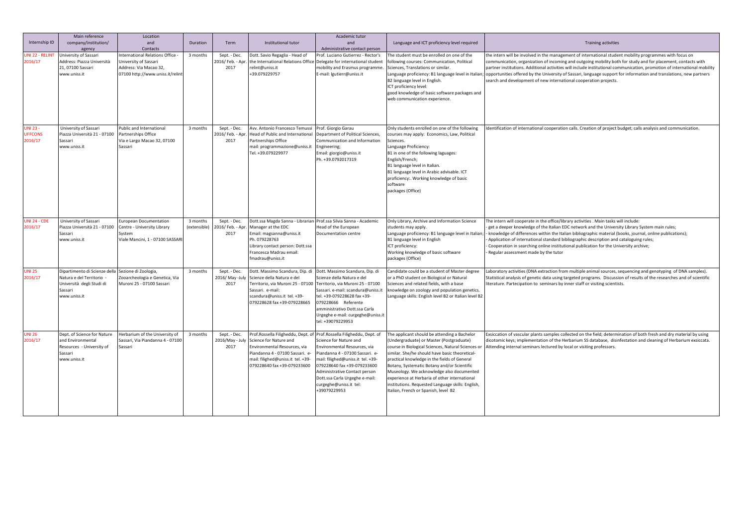| Internship ID | Main reference company/institution/ agency | Location and Contacts | Duration | Term | Institutional tutor | Academic tutor and Administrative contact person | Language and ICT proficiency level required | Training activities |
|---|---|---|---|---|---|---|---|---|
| UNI 22 - RELINT 2016/17 | University of Sassari Address: Piazza Università 21, 07100 Sassari www.uniss.it | International Relations Office - University of Sassari Address: Via Macao 32, 07100 http://www.uniss.it/relint | 3 months | Sept. - Dec. 2016/ Feb. - Apr. 2017 | Dott. Savio Regaglia - Head of the International Relations Office relint@uniss.it +39.079229757 | Prof. Luciano Gutierrez - Rector's Delegate for international student mobility and Erasmus programme. E-mail: lgutierr@uniss.it | The student must be enrolled on one of the following courses: Communication, Political Sciences, Translations or similar. Language proficiency: B1 language level in Italian; B2 language level in English. ICT proficiency level: good knowledge of basic software packages and web communication experience. | the intern will be involved in the management of international student mobility programmes with focus on communication, organization of incoming and outgoing mobility both for study and for placement, contacts with partner institutions. Additional activities will include institutional communication, promotion of international mobility opportunities offered by the University of Sassari, language support for information and translations, new partners search and development of new international cooperation projects. |
| UNI 23 - UFFCONS 2016/17 | University of Sassari Piazza Università 21 - 07100 Sassari www.uniss.it | Public and International Partnerships Office Via e Largo Macao 32, 07100 Sassari | 3 months | Sept. - Dec. 2016/ Feb. - Apr. 2017 | Avv. Antonio Francesco Temussi Head of Public and International Partnerships Office mail: programmazione@uniss.it Tel. +39.079229977 | Prof. Giorgio Garau Department of Political Sciences, Communication and Information Engineering; Email: giorgio@uniss.it Ph. +39.0792017319 | Only students enrolled on one of the following courses may apply: Economics, Law, Political Sciences. Language Proficiency: B1 in one of the following laguages: English/French; B1 language level in Italian. B1 language level in Arabic advisable. ICT proficiency:. Working knowledge of basic software packages (Office) | Identification of international cooperation calls. Creation of project budget; calls analysis and communication. |
| UNI 24 - CDE 2016/17 | University of Sassari Piazza Università 21 - 07100 Sassari www.uniss.it | European Documentation Centre - University Library System Viale Mancini, 1 - 07100 SASSARI | 3 months (extensible) | Sept. - Dec. 2016/ Feb. - Apr. 2017 | Dott.ssa Magda Sanna - Librarian Manager at the EDC Email: magsanna@uniss.it Ph. 079228763 Library contact person: Dott.ssa Francesca Madrau email: fmadrau@uniss.it | Prof.ssa Silvia Sanna - Academic Head of the European Documentation centre | Only Library, Archive and Information Science students may apply. Language proficiency: B1 language level in Italian; B1 language level in English ICT proficiency: Working knowledge of basic software packages (Office) | The intern will cooperate in the office/library activities . Main tasks will include: - get a deeper knowledge of the Italian EDC network and the University Library System main rules; - knowledge of differences within the Italian bibliographic material (books, journal, online publications); - Application of international standard bibliographic description and cataloguing rules; - Cooperation in searching online institutional publication for the University archive; - Regular assessment made by the tutor |
| UNI 25 2016/17 | Dipartimento di Scienze della Natura e del Territorio - Università degli Studi di Sassari www.uniss.it | Sezione di Zoologia, Zooarcheologia e Genetica, Via Muroni 25 - 07100 Sassari | 3 months | Sept. - Dec. 2016/ May -July 2017 | Dott. Massimo Scandura, Dip. di Scienze della Natura e del Territorio, via Muroni 25 - 07100 Sassari. e-mail: scandura@uniss.it tel. +39-079228628 fax +39-079228665 | Dott. Massimo Scandura, Dip. di Scienze della Natura e del Territorio, via Muroni 25 - 07100 Sassari. e-mail: scandura@uniss.it tel. +39-079228628 fax +39-079228666 Referente amministrativo Dott.ssa Carla Urgeghe e-mail: curgeghe@uniss.it tel: +39079229953 | Candidate could be a student of Master degree or a PhD student on Biological or Natural Sciences and related fields, with a base knowledge on zoology and population genetics. Language skills: English level B2 or Italian level B2 | Laboratory activities (DNA extraction from multiple animal sources, sequencing and genotyping of DNA samples). Statistical analysis of genetic data using targeted programs. Discussion of results of the researches and of scientific literature. Partecipation to seminars by inner staff or visiting scientists. |
| UNI 26 2016/17 | Dept. of Science for Nature and Environmental Resources - University of Sassari www.uniss.it | Herbarium of the University of Sassari, Via Piandanna 4 - 07100 Sassari | 3 months | Sept. - Dec. 2016/May - July 2017 | Prof.Rossella Filigheddu, Dept. of Science for Nature and Environmental Resources, via Piandanna 4 - 07100 Sassari. e-mail: filighed@uniss.it tel. +39-079228640 fax +39-079233600 | Prof.Rossella Filigheddu, Dept. of Science for Nature and Environmental Resources, via Piandanna 4 - 07100 Sassari. e-mail: filighed@uniss.it tel. +39-079228640 fax +39-079233600 Administrative Contact person Dott.ssa Carla Urgeghe e-mail: curgeghe@uniss.it tel: +39079229953 | The applicant should be attending a Bachelor (Undergraduate) or Master (Postgraduate) course in Biological Sciences, Natural Sciences or similar. She/he should have basic theoretical-practical knowledge in the fields of General Botany, Systematic Botany and/or Scientific Museology. We acknowledge also documented experience at Herbaria of other international institutions. Requested Language skills: English, Italian, French or Spanish, level B2 | Exsiccation of vascular plants samples collected on the field; determination of both fresh and dry material by using dicotomic keys; implementation of the Herbarium SS database, disinfestation and cleaning of Herbarium exsiccata. Attending internal seminars lectured by local or visiting professors. |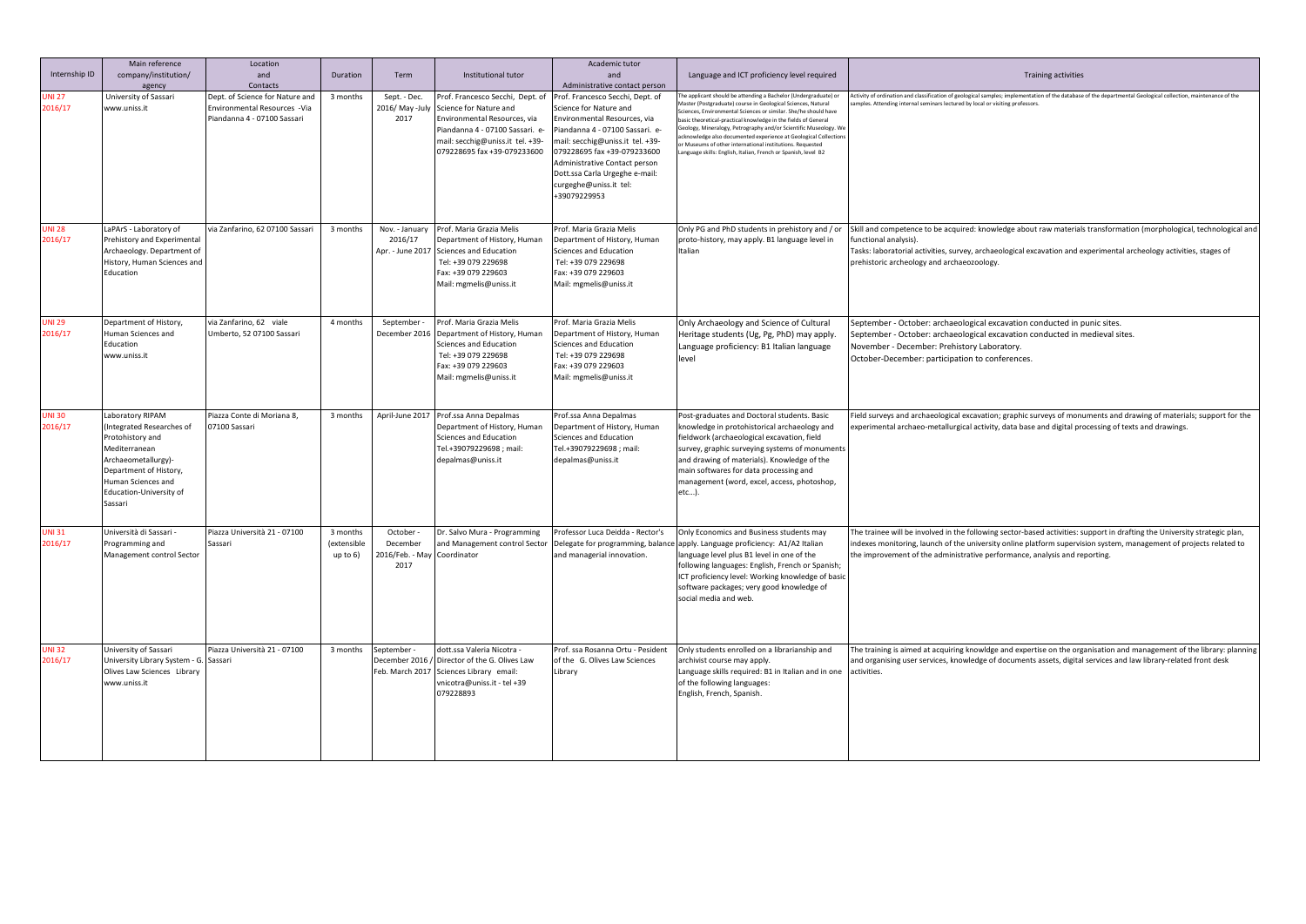| Internship ID | Main reference company/institution/ agency | Location and Contacts | Duration | Term | Institutional tutor | Academic tutor and Administrative contact person | Language and ICT proficiency level required | Training activities |
|---|---|---|---|---|---|---|---|---|
| UNI 27 2016/17 | University of Sassari www.uniss.it | Dept. of Science for Nature and Environmental Resources -Via Piandanna 4 - 07100 Sassari | 3 months | Sept. - Dec. 2016/ May -July 2017 | Prof. Francesco Secchi, Dept. of Science for Nature and Environmental Resources, via Piandanna 4 - 07100 Sassari. e-mail: secchig@uniss.it tel. +39-079228695 fax +39-079233600 | Prof. Francesco Secchi, Dept. of Science for Nature and Environmental Resources, via Piandanna 4 - 07100 Sassari. e-mail: secchig@uniss.it tel. +39-079228695 fax +39-079233600 Administrative Contact person Dott.ssa Carla Urgeghe e-mail: curgeghe@uniss.it tel: +39079229953 | The applicant should be attending a Bachelor (Undergraduate) or Master (Postgraduate) course in Geological Sciences, Natural Sciences, Environmental Sciences or similar. She/he should have basic theoretical-practical knowledge in the fields of General Geology, Mineralogy, Petrography and/or Scientific Museology. We acknowledge also documented experience at Geological Collections or Museums of other international institutions. Requested Language skills: English, Italian, French or Spanish, level B2 | Activity of ordination and classification of geological samples; implementation of the database of the departmental Geological collection, maintenance of the samples. Attending internal seminars lectured by local or visiting professors. |
| UNI 28 2016/17 | LaPArS - Laboratory of Prehistory and Experimental Archaeology. Department of History, Human Sciences and Education | via Zanfarino, 62 07100 Sassari | 3 months | Nov. - January 2016/17 Apr. - June 2017 | Prof. Maria Grazia Melis Department of History, Human Sciences and Education Tel: +39 079 229698 Fax: +39 079 229603 Mail: mgmelis@uniss.it | Prof. Maria Grazia Melis Department of History, Human Sciences and Education Tel: +39 079 229698 Fax: +39 079 229603 Mail: mgmelis@uniss.it | Only PG and PhD students in prehistory and / or proto-history, may apply. B1 language level in Italian | Skill and competence to be acquired: knowledge about raw materials transformation (morphological, technological and functional analysis). Tasks: laboratorial activities, survey, archaeological excavation and experimental archeology activities, stages of prehistoric archeology and archaeozoology. |
| UNI 29 2016/17 | Department of History, Human Sciences and Education www.uniss.it | via Zanfarino, 62 viale Umberto, 52 07100 Sassari | 4 months | September - December 2016 | Prof. Maria Grazia Melis Department of History, Human Sciences and Education Tel: +39 079 229698 Fax: +39 079 229603 Mail: mgmelis@uniss.it | Prof. Maria Grazia Melis Department of History, Human Sciences and Education Tel: +39 079 229698 Fax: +39 079 229603 Mail: mgmelis@uniss.it | Only Archaeology and Science of Cultural Heritage students (Ug, Pg, PhD) may apply. Language proficiency: B1 Italian language level | September - October: archaeological excavation conducted in punic sites. September - October: archaeological excavation conducted in medieval sites. November - December: Prehistory Laboratory. October-December: participation to conferences. |
| UNI 30 2016/17 | Laboratory RIPAM (Integrated Researches of Protohistory and Mediterranean Archaeometallurgy)- Department of History, Human Sciences and Education-University of Sassari | Piazza Conte di Moriana 8, 07100 Sassari | 3 months | April-June 2017 | Prof.ssa Anna Depalmas Department of History, Human Sciences and Education Tel.+39079229698 ; mail: depalmas@uniss.it | Prof.ssa Anna Depalmas Department of History, Human Sciences and Education Tel.+39079229698 ; mail: depalmas@uniss.it | Post-graduates and Doctoral students. Basic knowledge in protohistorical archaeology and fieldwork (archaeological excavation, field survey, graphic surveying systems of monuments and drawing of materials). Knowledge of the main softwares for data processing and management (word, excel, access, photoshop, etc...). | Field surveys and archaeological excavation; graphic surveys of monuments and drawing of materials; support for the experimental archaeo-metallurgical activity, data base and digital processing of texts and drawings. |
| UNI 31 2016/17 | Università di Sassari - Programming and Management control Sector | Piazza Università 21 - 07100 Sassari | 3 months (extensible up to 6) | October - December 2016/Feb. - May 2017 | Dr. Salvo Mura - Programming and Management control Sector Coordinator | Professor Luca Deidda - Rector's Delegate for programming, balance and managerial innovation. | Only Economics and Business students may apply. Language proficiency: A1/A2 Italian language level plus B1 level in one of the following languages: English, French or Spanish; ICT proficiency level: Working knowledge of basic software packages; very good knowledge of social media and web. | The trainee will be involved in the following sector-based activities: support in drafting the University strategic plan, indexes monitoring, launch of the university online platform supervision system, management of projects related to the improvement of the administrative performance, analysis and reporting. |
| UNI 32 2016/17 | University of Sassari University Library System - G. Olives Law Sciences Library www.uniss.it | Piazza Università 21 - 07100 Sassari | 3 months | September - December 2016 / Feb. March 2017 | dott.ssa Valeria Nicotra - Director of the G. Olives Law Sciences Library email: vnicotra@uniss.it - tel +39 079228893 | Prof. ssa Rosanna Ortu - Pesident of the G. Olives Law Sciences Library | Only students enrolled on a librarianship and archivist course may apply. Language skills required: B1 in Italian and in one of the following languages: English, French, Spanish. | The training is aimed at acquiring knowldge and expertise on the organisation and management of the library: planning and organising user services, knowledge of documents assets, digital services and law library-related front desk activities. |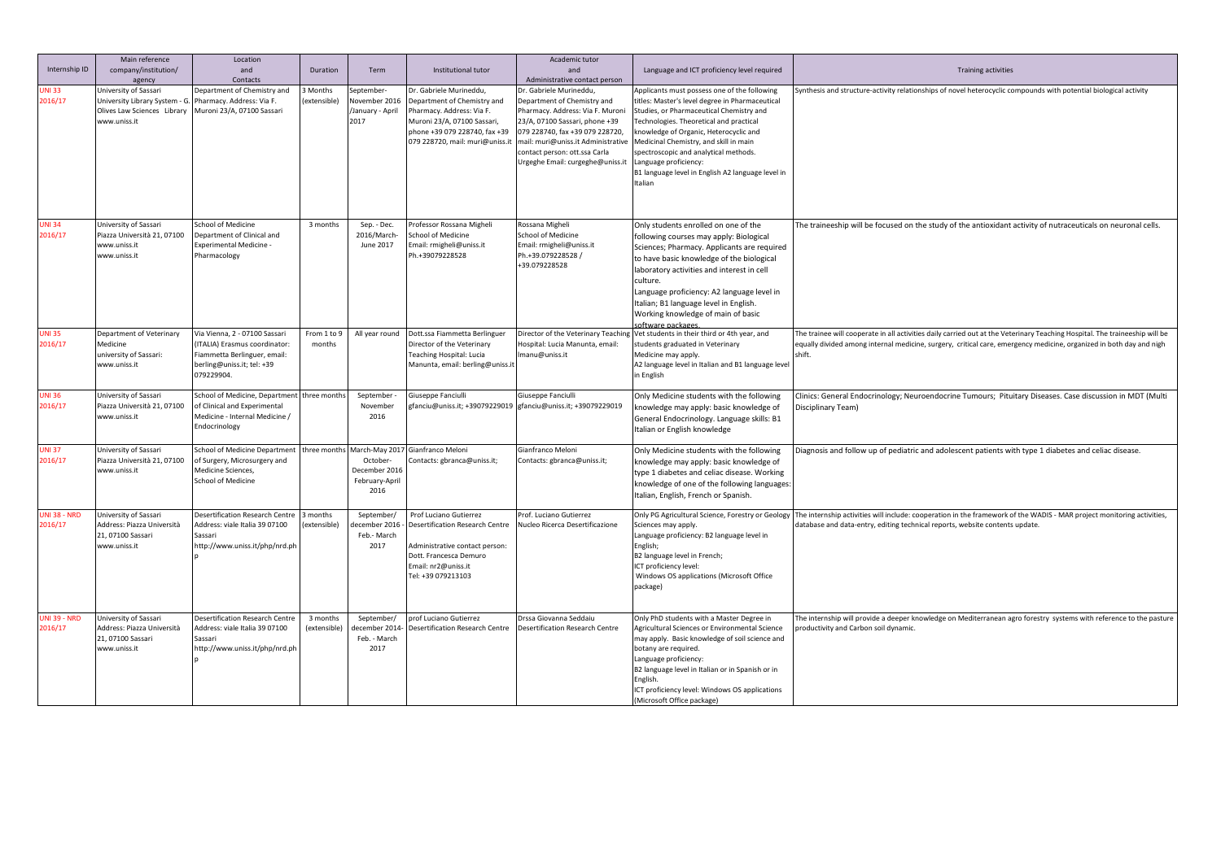| Internship ID | Main reference company/institution/ agency | Location and Contacts | Duration | Term | Institutional tutor | Academic tutor and Administrative contact person | Language and ICT proficiency level required | Training activities |
|---|---|---|---|---|---|---|---|---|
| UNI 33 2016/17 | University of Sassari University Library System - G. Olives Law Sciences Library www.uniss.it | Department of Chemistry and Pharmacy. Address: Via F. Muroni 23/A, 07100 Sassari | 3 Months (extensible) | September-November 2016 /January - April 2017 | Dr. Gabriele Murineddu, Department of Chemistry and Pharmacy. Address: Via F. Muroni 23/A, 07100 Sassari, phone +39 079 228740, fax +39 079 228720, mail: muri@uniss.it | Dr. Gabriele Murineddu, Department of Chemistry and Pharmacy. Address: Via F. Muroni 23/A, 07100 Sassari, phone +39 079 228740, fax +39 079 228720, mail: muri@uniss.it Administrative contact person: ott.ssa Carla Urgeghe Email: curgeghe@uniss.it | Applicants must possess one of the following titles: Master's level degree in Pharmaceutical Studies, or Pharmaceutical Chemistry and Technologies. Theoretical and practical knowledge of Organic, Heterocyclic and Medicinal Chemistry, and skill in main spectroscopic and analytical methods. Language proficiency: B1 language level in English A2 language level in Italian | Synthesis and structure-activity relationships of novel heterocyclic compounds with potential biological activity |
| UNI 34 2016/17 | University of Sassari Piazza Università 21, 07100 www.uniss.it www.uniss.it | School of Medicine Department of Clinical and Experimental Medicine - Pharmacology | 3 months | Sep. - Dec. 2016/March-June 2017 | Professor Rossana Migheli School of Medicine Email: rmigheli@uniss.it Ph.+39079228528 | Rossana Migheli School of Medicine Email: rmigheli@uniss.it Ph.+39.079228528 / +39.079228528 | Only students enrolled on one of the following courses may apply: Biological Sciences; Pharmacy. Applicants are required to have basic knowledge of the biological laboratory activities and interest in cell culture. Language proficiency: A2 language level in Italian; B1 language level in English. Working knowledge of main of basic software packages. | The traineeship will be focused on the study of the antioxidant activity of nutraceuticals on neuronal cells. |
| UNI 35 2016/17 | Department of Veterinary Medicine university of Sassari: www.uniss.it | Via Vienna, 2 - 07100 Sassari (ITALIA) Erasmus coordinator: Fiammetta Berlinguer, email: berling@uniss.it; tel: +39 079229904. | From 1 to 9 months | All year round | Dott.ssa Fiammetta Berlinguer Director of the Veterinary Teaching Hospital: Lucia Manunta, email: berling@uniss.it | Director of the Veterinary Teaching Hospital: Lucia Manunta, email: lmanu@uniss.it | Vet students in their third or 4th year, and students graduated in Veterinary Medicine may apply. A2 language level in Italian and B1 language level in English | The trainee will cooperate in all activities daily carried out at the Veterinary Teaching Hospital. The traineeship will be equally divided among internal medicine, surgery, critical care, emergency medicine, organized in both day and nigh shift. |
| UNI 36 2016/17 | University of Sassari Piazza Università 21, 07100 www.uniss.it | School of Medicine, Department of Clinical and Experimental Medicine - Internal Medicine / Endocrinology | three months | September - November 2016 | Giuseppe Fanciulli gfanciu@uniss.it; +39079229019 | Giuseppe Fanciulli gfanciu@uniss.it; +39079229019 | Only Medicine students with the following knowledge may apply: basic knowledge of General Endocrinology. Language skills: B1 Italian or English knowledge | Clinics: General Endocrinology; Neuroendocrine Tumours; Pituitary Diseases. Case discussion in MDT (Multi Disciplinary Team) |
| UNI 37 2016/17 | University of Sassari Piazza Università 21, 07100 www.uniss.it | School of Medicine Department of Surgery, Microsurgery and Medicine Sciences, School of Medicine | three months | March-May 2017 October-December 2016 February-April 2016 | Gianfranco Meloni Contacts: gbranca@uniss.it; | Gianfranco Meloni Contacts: gbranca@uniss.it; | Only Medicine students with the following knowledge may apply: basic knowledge of type 1 diabetes and celiac disease. Working knowledge of one of the following languages: Italian, English, French or Spanish. | Diagnosis and follow up of pediatric and adolescent patients with type 1 diabetes and celiac disease. |
| UNI 38 - NRD 2016/17 | University of Sassari Address: Piazza Università 21, 07100 Sassari www.uniss.it | Desertification Research Centre Address: viale Italia 39 07100 Sassari http://www.uniss.it/php/nrd.php | 3 months (extensible) | September/ december 2016 - Feb.- March 2017 | Prof Luciano Gutierrez Desertification Research Centre Administrative contact person: Dott. Francesca Demuro Email: nr2@uniss.it Tel: +39 079213103 | Prof. Luciano Gutierrez Nucleo Ricerca Desertificazione | Only PG Agricultural Science, Forestry or Geology Sciences may apply. Language proficiency: B2 language level in English; B2 language level in French; ICT proficiency level: Windows OS applications (Microsoft Office package) | The internship activities will include: cooperation in the framework of the WADIS - MAR project monitoring activities, database and data-entry, editing technical reports, website contents update. |
| UNI 39 - NRD 2016/17 | University of Sassari Address: Piazza Università 21, 07100 Sassari www.uniss.it | Desertification Research Centre Address: viale Italia 39 07100 Sassari http://www.uniss.it/php/nrd.php | 3 months (extensible) | September/ december 2014- Feb. - March 2017 | prof Luciano Gutierrez Desertification Research Centre | Drssa Giovanna Seddaiu Desertification Research Centre | Only PhD students with a Master Degree in Agricultural Sciences or Environmental Science may apply. Basic knowledge of soil science and botany are required. Language proficiency: B2 language level in Italian or in Spanish or in English. ICT proficiency level: Windows OS applications (Microsoft Office package) | The internship will provide a deeper knowledge on Mediterranean agro forestry systems with reference to the pasture productivity and Carbon soil dynamic. |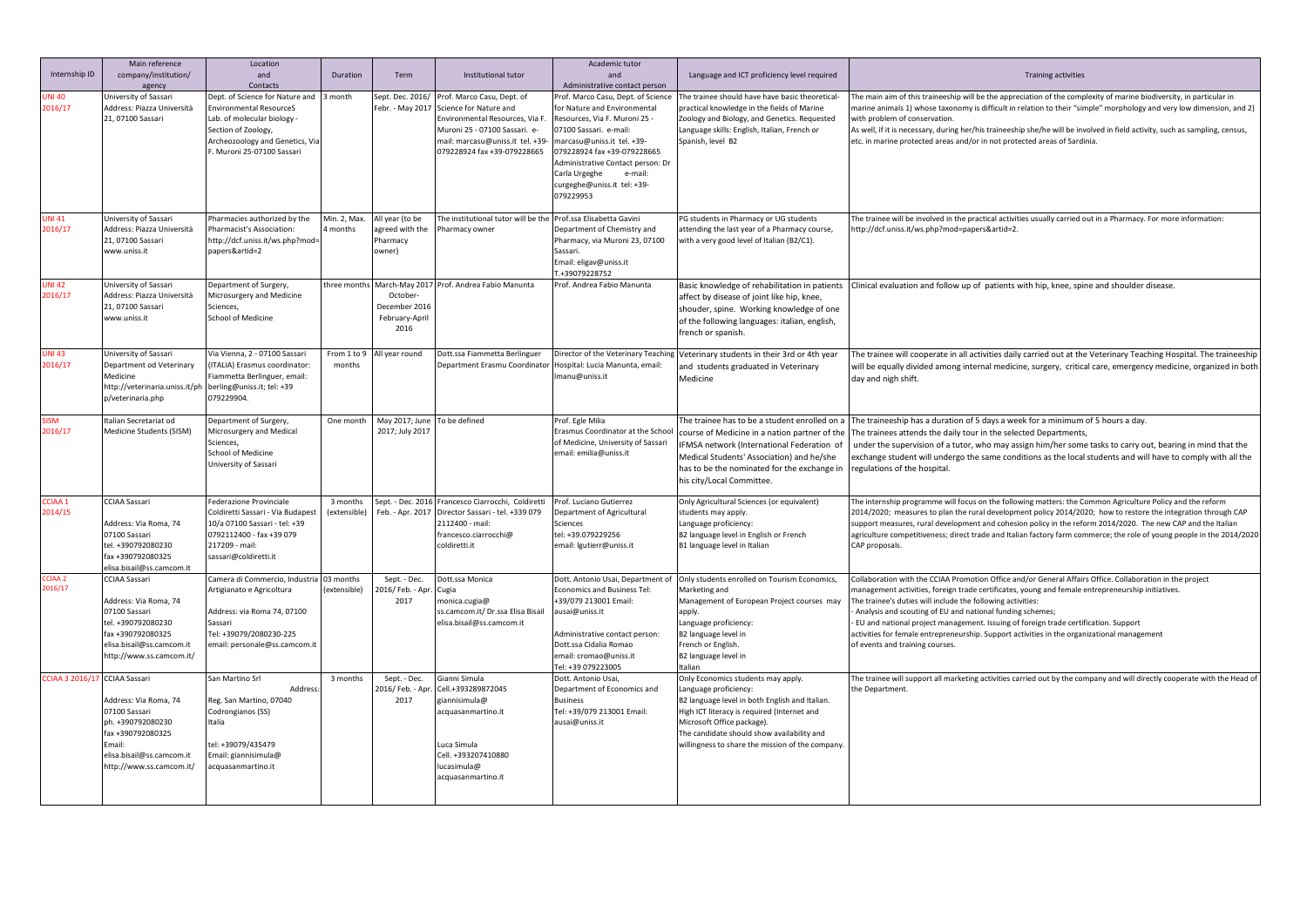| Internship ID | Main reference company/institution/ agency | Location and Contacts | Duration | Term | Institutional tutor | Academic tutor and Administrative contact person | Language and ICT proficiency level required | Training activities |
|---|---|---|---|---|---|---|---|---|
| UNI 40 2016/17 | University of Sassari Address: Piazza Università 21, 07100 Sassari | Dept. of Science for Nature and Environmental ResourceS Lab. of molecular biology - Section of Zoology, Archeozoology and Genetics, Via F. Muroni 25-07100 Sassari | 3 month | Sept. Dec. 2016/ Febr. - May 2017 | Prof. Marco Casu, Dept. of Science for Nature and Environmental Resources, Via F. Muroni 25 - 07100 Sassari. e-mail: marcasu@uniss.it tel. +39-079228924 fax +39-079228665 | Prof. Marco Casu, Dept. of Science for Nature and Environmental Resources, Via F. Muroni 25 - 07100 Sassari. e-mail: marcasu@uniss.it tel. +39-079228924 fax +39-079228665 Administrative Contact person: Dr Carla Urgeghe e-mail: curgeghe@uniss.it tel: +39-079229953 | The trainee should have have basic theoretical-practical knowledge in the fields of Marine Zoology and Biology, and Genetics. Requested Language skills: English, Italian, French or Spanish, level B2 | The main aim of this traineeship will be the appreciation of the complexity of marine biodiversity, in particular in marine animals 1) whose taxonomy is difficult in relation to their "simple" morphology and very low dimension, and 2) with problem of conservation. As well, if it is necessary, during her/his traineeship she/he will be involved in field activity, such as sampling, census, etc. in marine protected areas and/or in not protected areas of Sardinia. |
| UNI 41 2016/17 | University of Sassari Address: Piazza Università 21, 07100 Sassari www.uniss.it | Pharmacies authorized by the Pharmacist's Association: http://dcf.uniss.it/ws.php?mod=papers&artid=2 | Min. 2, Max. 4 months | All year (to be agreed with the Pharmacy owner) | The institutional tutor will be the Pharmacy owner | Prof.ssa Elisabetta Gavini Department of Chemistry and Pharmacy, via Muroni 23, 07100 Sassari. Email: eligav@uniss.it T.+39079228752 | PG students in Pharmacy or UG students attending the last year of a Pharmacy course, with a very good level of Italian (B2/C1). | The trainee will be involved in the practical activities usually carried out in a Pharmacy. For more information: http://dcf.uniss.it/ws.php?mod=papers&artid=2. |
| UNI 42 2016/17 | University of Sassari Address: Piazza Università 21, 07100 Sassari www.uniss.it | Department of Surgery, Microsurgery and Medicine Sciences, School of Medicine | three months | March-May 2017 October-December 2016 February-April 2016 | Prof. Andrea Fabio Manunta | Prof. Andrea Fabio Manunta | Basic knowledge of rehabilitation in patients affect by disease of joint like hip, knee, shouder, spine. Working knowledge of one of the following languages: italian, english, french or spanish. | Clinical evaluation and follow up of patients with hip, knee, spine and shoulder disease. |
| UNI 43 2016/17 | University of Sassari Department od Veterinary Medicine http://veterinaria.uniss.it/php/veterinaria.php | Via Vienna, 2 - 07100 Sassari (ITALIA) Erasmus coordinator: Fiammetta Berlinguer, email: berling@uniss.it; tel: +39 079229904. | From 1 to 9 months | All year round | Dott.ssa Fiammetta Berlinguer Department Erasmu Coordinator | Director of the Veterinary Teaching Hospital: Lucia Manunta, email: lmanu@uniss.it | Veterinary students in their 3rd or 4th year and students graduated in Veterinary Medicine | The trainee will cooperate in all activities daily carried out at the Veterinary Teaching Hospital. The traineeship will be equally divided among internal medicine, surgery, critical care, emergency medicine, organized in both day and nigh shift. |
| SISM 2016/17 | Italian Secretariat od Medicine Students (SISM) | Department of Surgery, Microsurgery and Medical Sciences, School of Medicine University of Sassari | One month | May 2017; June 2017; July 2017 | To be defined | Prof. Egle Milia Erasmus Coordinator at the School of Medicine, University of Sassari email: emilia@uniss.it | The trainee has to be a student enrolled on a course of Medicine in a nation partner of the IFMSA network (International Federation of Medical Students' Association) and he/she has to be the nominated for the exchange in his city/Local Committee. | The traineeship has a duration of 5 days a week for a minimum of 5 hours a day. The trainees attends the daily tour in the selected Departments, under the supervision of a tutor, who may assign him/her some tasks to carry out, bearing in mind that the exchange student will undergo the same conditions as the local students and will have to comply with all the regulations of the hospital. |
| CCIAA 1 2014/15 | CCIAA Sassari Address: Via Roma, 74 07100 Sassari tel. +390792080230 fax +390792080325 elisa.bisail@ss.camcom.it | Federazione Provinciale Coldiretti Sassari - Via Budapest 10/a 07100 Sassari - tel: +39 0792112400 - fax +39 079 217209 - mail: sassari@coldiretti.it | 3 months (extensible) | Sept. - Dec. 2016 Feb. - Apr. 2017 | Francesco Ciarrocchi, Coldiretti Director Sassari - tel. +339 079 2112400 - mail: francesco.ciarrocchi@coldiretti.it | Prof. Luciano Gutierrez Department of Agricultural Sciences tel: +39.079229256 email: lgutierr@uniss.it | Only Agricultural Sciences (or equivalent) students may apply. Language proficiency: B2 language level in English or French B1 language level in Italian | The internship programme will focus on the following matters: the Common Agriculture Policy and the reform 2014/2020; measures to plan the rural development policy 2014/2020; how to restore the integration through CAP support measures, rural development and cohesion policy in the reform 2014/2020. The new CAP and the Italian agriculture competitiveness; direct trade and Italian factory farm commerce; the role of young people in the 2014/2020 CAP proposals. |
| CCIAA 2 2016/17 | CCIAA Sassari Address: Via Roma, 74 07100 Sassari tel. +390792080230 fax +390792080325 elisa.bisail@ss.camcom.it http://www.ss.camcom.it/ | Camera di Commercio, Industria Artigianato e Agricoltura Address: via Roma 74, 07100 Sassari Tel: +39079/2080230-225 email: personale@ss.camcom.it | 03 months (extensible) | Sept. - Dec. 2016/ Feb. - Apr. 2017 | Dott.ssa Monica Cugia monica.cugia@ss.camcom.it/ Dr.ssa Elisa Bisail elisa.bisail@ss.camcom.it | Dott. Antonio Usai, Department of Economics and Business Tel: +39/079 213001 Email: ausai@uniss.it Administrative contact person: Dott.ssa Cidalia Romao email: cromao@uniss.it Tel: +39 079223005 | Only students enrolled on Tourism Economics, Marketing and Management of European Project courses may apply. Language proficiency: B2 language level in French or English. B2 language level in Italian | Collaboration with the CCIAA Promotion Office and/or General Affairs Office. Collaboration in the project management activities, foreign trade certificates, young and female entrepreneurship initiatives. The trainee's duties will include the following activities: - Analysis and scouting of EU and national funding schemes; - EU and national project management. Issuing of foreign trade certification. Support activities for female entrepreneurship. Support activities in the organizational management of events and training courses. |
| CCIAA 3 2016/17 | CCIAA Sassari Address: Via Roma, 74 07100 Sassari ph. +390792080230 fax +390792080325 Email: elisa.bisail@ss.camcom.it http://www.ss.camcom.it/ | San Martino Srl Address: Reg. San Martino, 07040 Codrongianos (SS) Italia tel: +39079/435479 Email: giannisimula@acquasanmartino.it | 3 months | Sept. - Dec. 2016/ Feb. - Apr. 2017 | Gianni Simula Cell.+393289872045 giannisimula@acquasanmartino.it Luca Simula Cell. +393207410880 lucasimula@acquasanmartino.it | Dott. Antonio Usai, Department of Economics and Business Tel: +39/079 213001 Email: ausai@uniss.it | Only Economics students may apply. Language proficiency: B2 language level in both English and Italian. High ICT literacy is required (Internet and Microsoft Office package). The candidate should show availability and willingness to share the mission of the company. | The trainee will support all marketing activities carried out by the company and will directly cooperate with the Head of the Department. |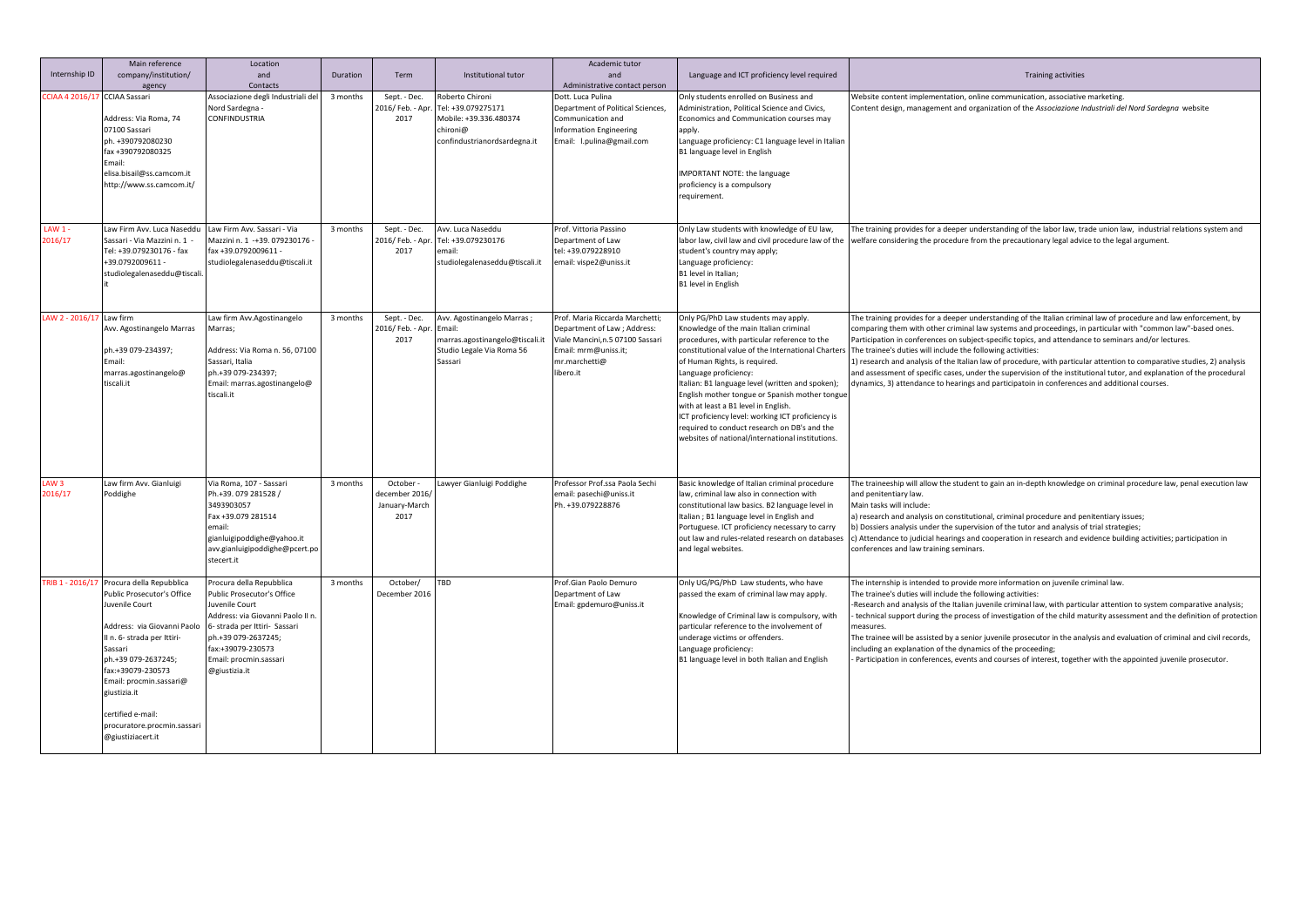| Internship ID | Main reference company/institution/ agency | Location and Contacts | Duration | Term | Institutional tutor | Academic tutor and Administrative contact person | Language and ICT proficiency level required | Training activities |
|---|---|---|---|---|---|---|---|---|
| CCIAA 4 2016/17 | CCIAA Sassari<br><br>Address: Via Roma, 74<br>07100 Sassari<br>ph. +390792080230<br>fax +390792080325<br>Email:<br>elisa.bisail@ss.camcom.it<br>http://www.ss.camcom.it/ | Associazione degli Industriali del Nord Sardegna - CONFINDUSTRIA | 3 months | Sept. - Dec. 2016/ Feb. - Apr. 2017 | Roberto Chironi<br>Tel: +39.079275171<br>Mobile: +39.336.480374<br>chironi@<br>confindustrianordsardegna.it | Dott. Luca Pulina<br>Department of Political Sciences, Communication and Information Engineering<br>Email: l.pulina@gmail.com | Only students enrolled on Business and Administration, Political Science and Civics, Economics and Communication courses may apply.<br>Language proficiency: C1 language level in Italian<br>B1 language level in English<br><br>IMPORTANT NOTE: the language proficiency is a compulsory requirement. | Website content implementation, online communication, associative marketing.<br>Content design, management and organization of the *Associazione Industriali del Nord Sardegna* website |
| LAW 1 - 2016/17 | Law Firm Avv. Luca Naseddu Sassari - Via Mazzini n. 1 - Tel: +39.079230176 - fax +39.0792009611 - studiolegalenaseddu@tiscali.it | Law Firm Avv. Sassari - Via Mazzini n. 1 -+39. 079230176 - fax +39.0792009611 - studiolegalenaseddu@tiscali.it | 3 months | Sept. - Dec. 2016/ Feb. - Apr. 2017 | Avv. Luca Naseddu<br>Tel: +39.079230176<br>email:<br>studiolegalenaseddu@tiscali.it | Prof. Vittoria Passino<br>Department of Law<br>tel: +39.079228910<br>email: vispe2@uniss.it | Only Law students with knowledge of EU law, labor law, civil law and civil procedure law of the student's country may apply;<br>Language proficiency:<br>B1 level in Italian;<br>B1 level in English | The training provides for a deeper understanding of the labor law, trade union law, industrial relations system and welfare considering the procedure from the precautionary legal advice to the legal argument. |
| LAW 2 - 2016/17 | Law firm<br>Avv. Agostinangelo Marras<br><br>ph.+39 079-234397;<br>Email:<br>marras.agostinangelo@<br>tiscali.it | Law firm Avv.Agostinangelo Marras;<br><br>Address: Via Roma n. 56, 07100 Sassari, Italia<br>ph.+39 079-234397;<br>Email: marras.agostinangelo@<br>tiscali.it | 3 months | Sept. - Dec. 2016/ Feb. - Apr. 2017 | Avv. Agostinangelo Marras ;<br>Email:<br>marras.agostinangelo@tiscali.it<br>Studio Legale Via Roma 56 Sassari | Prof. Maria Riccarda Marchetti;<br>Department of Law ; Address: Viale Mancini,n.5 07100 Sassari<br>Email: mrm@uniss.it;<br>mr.marchetti@<br>libero.it | Only PG/PhD Law students may apply.<br>Knowledge of the main Italian criminal procedures, with particular reference to the constitutional value of the International Charters of Human Rights, is required.<br>Language proficiency:<br>Italian: B1 language level (written and spoken);<br>English mother tongue or Spanish mother tongue with at least a B1 level in English.<br>ICT proficiency level: working ICT proficiency is required to conduct research on DB's and the websites of national/international institutions. | The training provides for a deeper understanding of the Italian criminal law of procedure and law enforcement, by comparing them with other criminal law systems and proceedings, in particular with "common law"-based ones.<br>Participation in conferences on subject-specific topics, and attendance to seminars and/or lectures.<br>The trainee's duties will include the following activities:<br>1) research and analysis of the Italian law of procedure, with particular attention to comparative studies, 2) analysis and assessment of specific cases, under the supervision of the institutional tutor, and explanation of the procedural dynamics, 3) attendance to hearings and participatoin in conferences and additional courses. |
| LAW 3 2016/17 | Law firm Avv. Gianluigi Poddighe | Via Roma, 107 - Sassari<br>Ph.+39. 079 281528 /<br>3493903057<br>Fax +39.079 281514<br>email:<br>gianluigipoddighe@yahoo.it<br>avv.gianluigipoddighe@pcert.postecert.it | 3 months | October - december 2016/ January-March 2017 | Lawyer Gianluigi Poddighe | Professor Prof.ssa Paola Sechi<br>email: pasechi@uniss.it<br>Ph. +39.079228876 | Basic knowledge of Italian criminal procedure law, criminal law also in connection with constitutional law basics. B2 language level in Italian ; B1 language level in English and Portuguese. ICT proficiency necessary to carry out law and rules-related research on databases and legal websites. | The traineeship will allow the student to gain an in-depth knowledge on criminal procedure law, penal execution law and penitentiary law.<br>Main tasks will include:<br>a) research and analysis on constitutional, criminal procedure and penitentiary issues;<br>b) Dossiers analysis under the supervision of the tutor and analysis of trial strategies;<br>c) Attendance to judicial hearings and cooperation in research and evidence building activities; participation in conferences and law training seminars. |
| TRIB 1 - 2016/17 | Procura della Repubblica Public Prosecutor's Office Juvenile Court<br><br>Address: via Giovanni Paolo II n. 6- strada per Ittiri- Sassari<br>ph.+39 079-2637245;<br>fax:+39079-230573<br>Email: procmin.sassari@<br>giustizia.it<br><br>certified e-mail:<br>procuratore.procmin.sassari@giustiziacert.it | Procura della Repubblica Public Prosecutor's Office Juvenile Court<br>Address: via Giovanni Paolo II n. 6- strada per Ittiri- Sassari<br>ph.+39 079-2637245;<br>fax:+39079-230573<br>Email: procmin.sassari<br>@giustizia.it | 3 months | October/ December 2016 | TBD | Prof.Gian Paolo Demuro<br>Department of Law<br>Email: gpdemuro@uniss.it | Only UG/PG/PhD Law students, who have passed the exam of criminal law may apply.<br><br>Knowledge of Criminal law is compulsory, with particular reference to the involvement of underage victims or offenders.<br>Language proficiency:<br>B1 language level in both Italian and English | The internship is intended to provide more information on juvenile criminal law.<br>The trainee's duties will include the following activities:<br>-Research and analysis of the Italian juvenile criminal law, with particular attention to system comparative analysis;<br>- technical support during the process of investigation of the child maturity assessment and the definition of protection measures.<br>The trainee will be assisted by a senior juvenile prosecutor in the analysis and evaluation of criminal and civil records, including an explanation of the dynamics of the proceeding;<br>- Participation in conferences, events and courses of interest, together with the appointed juvenile prosecutor. |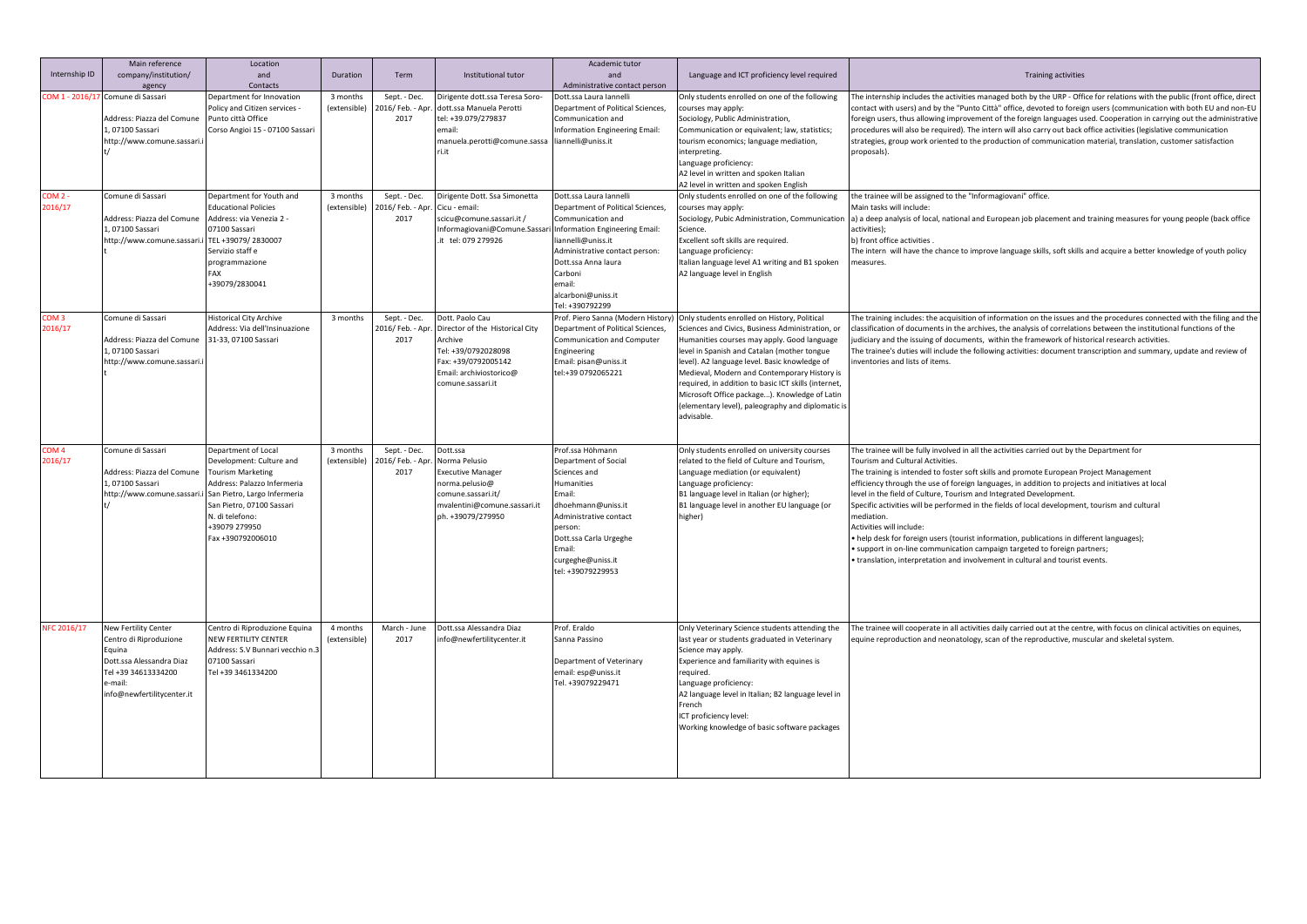| Internship ID | Main reference company/institution/ agency | Location and Contacts | Duration | Term | Institutional tutor | Academic tutor and Administrative contact person | Language and ICT proficiency level required | Training activities |
|---|---|---|---|---|---|---|---|---|
| COM 1 - 2016/17 | Comune di Sassari<br><br>Address: Piazza del Comune 1, 07100 Sassari<br>http://www.comune.sassari.it/ | Department for Innovation Policy and Citizen services - Punto città Office<br>Corso Angioi 15 - 07100 Sassari | 3 months (extensible) | Sept. - Dec. 2016/ Feb. - Apr. 2017 | Dirigente dott.ssa Teresa Soro- dott.ssa Manuela Perotti<br>tel: +39.079/279837<br>email: manuela.perotti@comune.sassari.it | Dott.ssa Laura Iannelli<br>Department of Political Sciences, Communication and Information Engineering Email: liannelli@uniss.it | Only students enrolled on one of the following courses may apply:<br>Sociology, Public Administration, Communication or equivalent; law, statistics; tourism economics; language mediation, interpreting.<br>Language proficiency:<br>A2 level in written and spoken Italian<br>A2 level in written and spoken English | The internship includes the activities managed both by the URP - Office for relations with the public (front office, direct contact with users) and by the "Punto Città" office, devoted to foreign users (communication with both EU and non-EU foreign users, thus allowing improvement of the foreign languages used. Cooperation in carrying out the administrative procedures will also be required). The intern will also carry out back office activities (legislative communication strategies, group work oriented to the production of communication material, translation, customer satisfaction proposals). |
| COM 2 - 2016/17 | Comune di Sassari<br><br>Address: Piazza del Comune 1, 07100 Sassari<br>http://www.comune.sassari.it | Department for Youth and Educational Policies<br>Address: via Venezia 2 - 07100 Sassari<br>TEL +39079/ 2830007<br>Servizio staff e programmazione<br>FAX<br>+39079/2830041 | 3 months (extensible) | Sept. - Dec. 2016/ Feb. - Apr. 2017 | Dirigente Dott. Ssa Simonetta Cicu - email: scicu@comune.sassari.it / Informagiovani@Comune.Sassari.it tel: 079 279926 | Dott.ssa Laura Iannelli<br>Department of Political Sciences, Communication and Information Engineering Email: liannelli@uniss.it<br>Administrative contact person: Dott.ssa Anna laura Carboni<br>email: alcarboni@uniss.it<br>Tel: +390792299 | Only students enrolled on one of the following courses may apply:<br>Sociology, Pubic Administration, Communication Science.<br>Excellent soft skills are required.<br>Language proficiency:<br>Italian language level A1 writing and B1 spoken<br>A2 language level in English | the trainee will be assigned to the "Informagiovani" office.<br>Main tasks will include:<br>a) a deep analysis of local, national and European job placement and training measures for young people (back office activities);<br>b) front office activities .<br>The intern will have the chance to improve language skills, soft skills and acquire a better knowledge of youth policy measures. |
| COM 3 2016/17 | Comune di Sassari<br><br>Address: Piazza del Comune 1, 07100 Sassari<br>http://www.comune.sassari.it | Historical City Archive<br>Address: Via dell'Insinuazione 31-33, 07100 Sassari | 3 months | Sept. - Dec. 2016/ Feb. - Apr. 2017 | Dott. Paolo Cau<br>Director of the Historical City Archive<br>Tel: +39/0792028098<br>Fax: +39/0792005142<br>Email: archiviostorico@ comune.sassari.it | Prof. Piero Sanna (Modern History) Department of Political Sciences, Communication and Computer Engineering<br>Email: pisan@uniss.it<br>tel:+39 0792065221 | Only students enrolled on History, Political Sciences and Civics, Business Administration, or Humanities courses may apply. Good language level in Spanish and Catalan (mother tongue level). A2 language level. Basic knowledge of Medieval, Modern and Contemporary History is required, in addition to basic ICT skills (internet, Microsoft Office package...). Knowledge of Latin (elementary level), paleography and diplomatic is advisable. | The training includes: the acquisition of information on the issues and the procedures connected with the filing and the classification of documents in the archives, the analysis of correlations between the institutional functions of the judiciary and the issuing of documents, within the framework of historical research activities.<br>The trainee's duties will include the following activities: document transcription and summary, update and review of inventories and lists of items. |
| COM 4 2016/17 | Comune di Sassari<br><br>Address: Piazza del Comune 1, 07100 Sassari<br>http://www.comune.sassari.it/ | Department of Local Development: Culture and Tourism Marketing<br>Address: Palazzo Infermeria San Pietro, Largo Infermeria San Pietro, 07100 Sassari<br>N. di telefono: +39079 279950<br>Fax +390792006010 | 3 months (extensible) | Sept. - Dec. 2016/ Feb. - Apr. 2017 | Dott.ssa Norma Pelusio<br>Executive Manager<br>norma.pelusio@ comune.sassari.it/ mvalentini@comune.sassari.it<br>ph. +39079/279950 | Prof.ssa Höhmann<br>Department of Social Sciences and Humanities<br>Email: dhoehmann@uniss.it<br>Administrative contact person:<br>Dott.ssa Carla Urgeghe<br>Email: curgeghe@uniss.it<br>tel: +39079229953 | Only students enrolled on university courses related to the field of Culture and Tourism, Language mediation (or equivalent)<br>Language proficiency:<br>B1 language level in Italian (or higher);<br>B1 language level in another EU language (or higher) | The trainee will be fully involved in all the activities carried out by the Department for Tourism and Cultural Activities.<br>The training is intended to foster soft skills and promote European Project Management efficiency through the use of foreign languages, in addition to projects and initiatives at local level in the field of Culture, Tourism and Integrated Development.<br>Specific activities will be performed in the fields of local development, tourism and cultural mediation.<br>Activities will include:<br>• help desk for foreign users (tourist information, publications in different languages);<br>• support in on-line communication campaign targeted to foreign partners;<br>• translation, interpretation and involvement in cultural and tourist events. |
| NFC 2016/17 | New Fertility Center<br>Centro di Riproduzione Equina<br>Dott.ssa Alessandra Diaz<br>Tel +39 34613334200<br>e-mail: info@newfertilitycenter.it | Centro di Riproduzione Equina<br>NEW FERTILITY CENTER<br>Address: S.V Bunnari vecchio n.3 07100 Sassari<br>Tel +39 3461334200 | 4 months (extensible) | March - June 2017 | Dott.ssa Alessandra Diaz<br>info@newfertilitycenter.it | Prof. Eraldo Sanna Passino<br><br>Department of Veterinary<br>email: esp@uniss.it<br>Tel. +39079229471 | Only Veterinary Science students attending the last year or students graduated in Veterinary Science may apply.<br>Experience and familiarity with equines is required.<br>Language proficiency:<br>A2 language level in Italian; B2 language level in French<br>ICT proficiency level:<br>Working knowledge of basic software packages | The trainee will cooperate in all activities daily carried out at the centre, with focus on clinical activities on equines, equine reproduction and neonatology, scan of the reproductive, muscular and skeletal system. |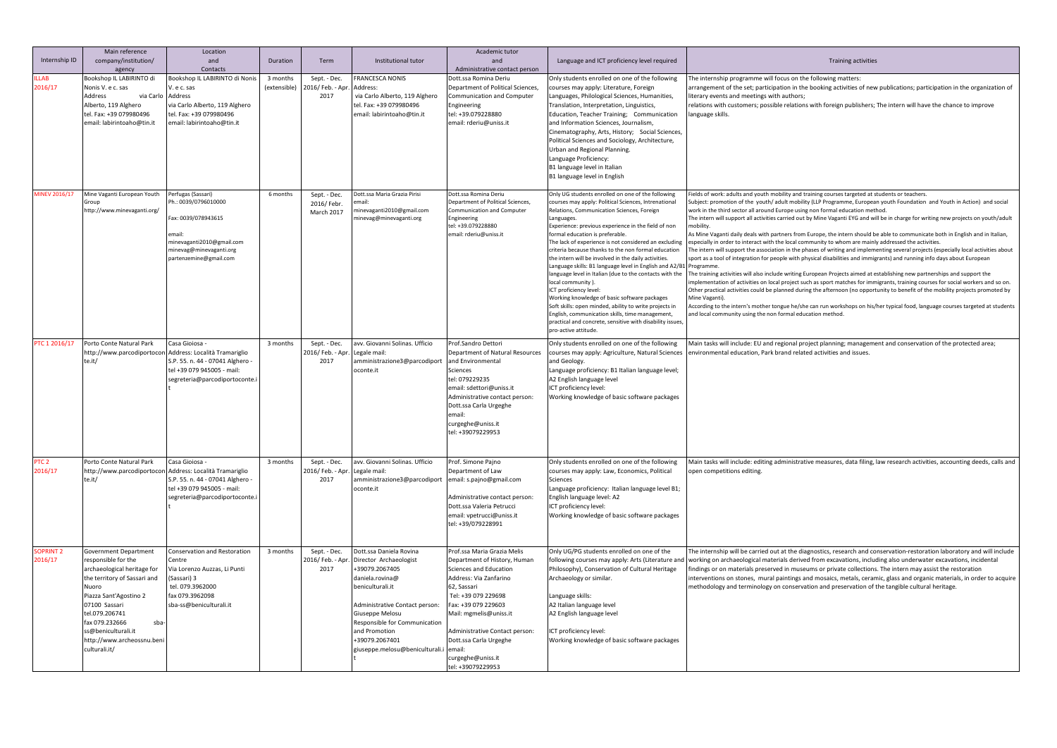| Internship ID | Main reference company/institution/ agency | Location and Contacts | Duration | Term | Institutional tutor | Academic tutor and Administrative contact person | Language and ICT proficiency level required | Training activities |
|---|---|---|---|---|---|---|---|---|
| ILLAB 2016/17 | Bookshop IL LABIRINTO di Nonis V. e c. sas<br>Address via Carlo Alberto, 119 Alghero<br>tel. Fax: +39 079980496<br>email: labirintoaho@tin.it | Bookshop IL LABIRINTO di Nonis V. e c. sas<br>Address<br>via Carlo Alberto, 119 Alghero<br>tel. Fax: +39 079980496<br>email: labirintoaho@tin.it | 3 months (extensible) | Sept. - Dec. 2016/ Feb. - Apr. 2017 | FRANCESCA NONIS<br>Address:<br>via Carlo Alberto, 119 Alghero<br>tel. Fax: +39 079980496<br>email: labirintoaho@tin.it | Dott.ssa Romina Deriu<br>Department of Political Sciences, Communication and Computer Engineering<br>tel: +39.079228880<br>email: rderiu@uniss.it | Only students enrolled on one of the following courses may apply: Literature, Foreign Languages, Philological Sciences, Humanities, Translation, Interpretation, Linguistics, Education, Teacher Training; Communication and Information Sciences, Journalism, Cinematography, Arts, History; Social Sciences, Political Sciences and Sociology, Architecture, Urban and Regional Planning.<br>Language Proficiency:<br>B1 language level in Italian<br>B1 language level in English | The internship programme will focus on the following matters:<br>arrangement of the set; participation in the booking activities of new publications; participation in the organization of literary events and meetings with authors;<br>relations with customers; possible relations with foreign publishers; The intern will have the chance to improve language skills. |
| MINEV 2016/17 | Mine Vaganti European Youth Group<br>http://www.minevaganti.org/ | Perfugas (Sassari)<br>Ph.: 0039/0796010000<br><br>Fax: 0039/078943615<br><br>email:<br>minevaganti2010@gmail.com<br>minevag@minevaganti.org<br>partenzemine@gmail.com | 6 months | Sept. - Dec. 2016/ Febr. March 2017 | Dott.ssa Maria Grazia Pirisi<br>email:<br>minevaganti2010@gmail.com<br>minevag@minevaganti.org | Dott.ssa Romina Deriu<br>Department of Political Sciences, Communication and Computer Engineering<br>tel: +39.079228880<br>email: rderiu@uniss.it | Only UG students enrolled on one of the following courses may apply: Political Sciences, Intrenational Relations, Communication Sciences, Foreign Languages.<br>Experience: previous experience in the field of non formal education is preferable.<br>The lack of experience is not considered an excluding criteria because thanks to the non formal education the intern will be involved in the daily activities.<br>Language skills: B1 language level in English and A2/B1 language level in Italian (due to the contacts with the local community ).<br>ICT proficiency level:<br>Working knowledge of basic software packages<br>Soft skills: open minded, ability to write projects in English, communication skills, time management, practical and concrete, sensitive with disability issues, pro-active attitude. | Fields of work: adults and youth mobility and training courses targeted at students or teachers.<br>Subject: promotion of the youth/ adult mobility (LLP Programme, European youth Foundation and Youth in Action) and social work in the third sector all around Europe using non formal education method.<br>The intern will support all activities carried out by Mine Vaganti EYG and will be in charge for writing new projects on youth/adult mobility.<br>As Mine Vaganti daily deals with partners from Europe, the intern should be able to communicate both in English and in Italian, especially in order to interact with the local community to whom are mainly addressed the activities.<br>The intern will support the association in the phases of writing and implementing several projects (especially local activities about sport as a tool of integration for people with physical disabilities and immigrants) and running info days about European Programme.<br>The training activities will also include writing European Projects aimed at establishing new partnerships and support the implementation of activities on local project such as sport matches for immigrants, training courses for social workers and so on. Other practical activities could be planned during the afternoon (no opportunity to benefit of the mobility projects promoted by Mine Vaganti).<br>According to the intern's mother tongue he/she can run workshops on his/her typical food, language courses targeted at students and local community using the non formal education method. |
| PTC 1 2016/17 | Porto Conte Natural Park<br>http://www.parcodiportoconte.it/ | Casa Gioiosa -<br>Address: Località Tramariglio<br>S.P. 55. n. 44 - 07041 Alghero -<br>tel +39 079 945005 - mail:<br>segreteria@parcodiportoconte.it | 3 months | Sept. - Dec. 2016/ Feb. - Apr. 2017 | avv. Giovanni Solinas. Ufficio Legale mail:<br>amministrazione3@parcodiportoconte.it | Prof.Sandro Dettori<br>Department of Natural Resources and Environmental Sciences<br>tel: 079229235<br>email: sdettori@uniss.it<br>Administrative contact person:<br>Dott.ssa Carla Urgeghe<br>email:<br>curgeghe@uniss.it<br>tel: +39079229953 | Only students enrolled on one of the following courses may apply: Agriculture, Natural Sciences and Geology.<br>Language proficiency: B1 Italian language level;<br>A2 English language level<br>ICT proficiency level:<br>Working knowledge of basic software packages | Main tasks will include: EU and regional project planning; management and conservation of the protected area; environmental education, Park brand related activities and issues. |
| PTC 2 2016/17 | Porto Conte Natural Park<br>http://www.parcodiportoconte.it/ | Casa Gioiosa -<br>Address: Località Tramariglio<br>S.P. 55. n. 44 - 07041 Alghero -<br>tel +39 079 945005 - mail:<br>segreteria@parcodiportoconte.it | 3 months | Sept. - Dec. 2016/ Feb. - Apr. 2017 | avv. Giovanni Solinas. Ufficio Legale mail:<br>amministrazione3@parcodiportoconte.it | Prof. Simone Pajno<br>Department of Law<br>email: s.pajno@gmail.com<br><br>Administrative contact person:<br>Dott.ssa Valeria Petrucci<br>email: vpetrucci@uniss.it<br>tel: +39/079228991 | Only students enrolled on one of the following courses may apply: Law, Economics, Political Sciences<br>Language proficiency: Italian language level B1;<br>English language level: A2<br>ICT proficiency level:<br>Working knowledge of basic software packages | Main tasks will include: editing administrative measures, data filing, law research activities, accounting deeds, calls and open competitions editing. |
| SOPRINT 2 2016/17 | Government Department responsible for the archaeological heritage for the territory of Sassari and Nuoro<br>Piazza Sant'Agostino 2<br>07100 Sassari<br>tel.079.206741<br>fax 079.232666 sba-ss@beniculturali.it<br>http://www.archeossnu.beniculturali.it/ | Conservation and Restoration Centre<br>Via Lorenzo Auzzas, Li Punti (Sassari) 3<br>tel. 079.3962000<br>fax 079.3962098<br>sba-ss@beniculturali.it | 3 months | Sept. - Dec. 2016/ Feb. - Apr. 2017 | Dott.ssa Daniela Rovina<br>Director Archaeologist<br>+39079.2067405<br>daniela.rovina@beniculturali.it<br><br>Administrative Contact person:<br>Giuseppe Melosu<br>Responsible for Communication and Promotion<br>+39079.2067401<br>giuseppe.melosu@beniculturali.it | Prof.ssa Maria Grazia Melis<br>Department of History, Human Sciences and Education<br>Address: Via Zanfarino 62, Sassari<br>Tel: +39 079 229698<br>Fax: +39 079 229603<br>Mail: mgmelis@uniss.it<br><br>Administrative Contact person:<br>Dott.ssa Carla Urgeghe<br>email:<br>curgeghe@uniss.it<br>tel: +39079229953 | Only UG/PG students enrolled on one of the following courses may apply: Arts (Literature and Philosophy), Conservation of Cultural Heritage Archaeology or similar.<br><br>Language skills:<br>A2 Italian language level<br>A2 English language level<br><br>ICT proficiency level:<br>Working knowledge of basic software packages | The internship will be carried out at the diagnostics, research and conservation-restoration laboratory and will include working on archaeological materials derived from excavations, including also underwater excavations, incidental findings or on materials preserved in museums or private collections. The intern may assist the restoration interventions on stones, mural paintings and mosaics, metals, ceramic, glass and organic materials, in order to acquire methodology and terminology on conservation and preservation of the tangible cultural heritage. |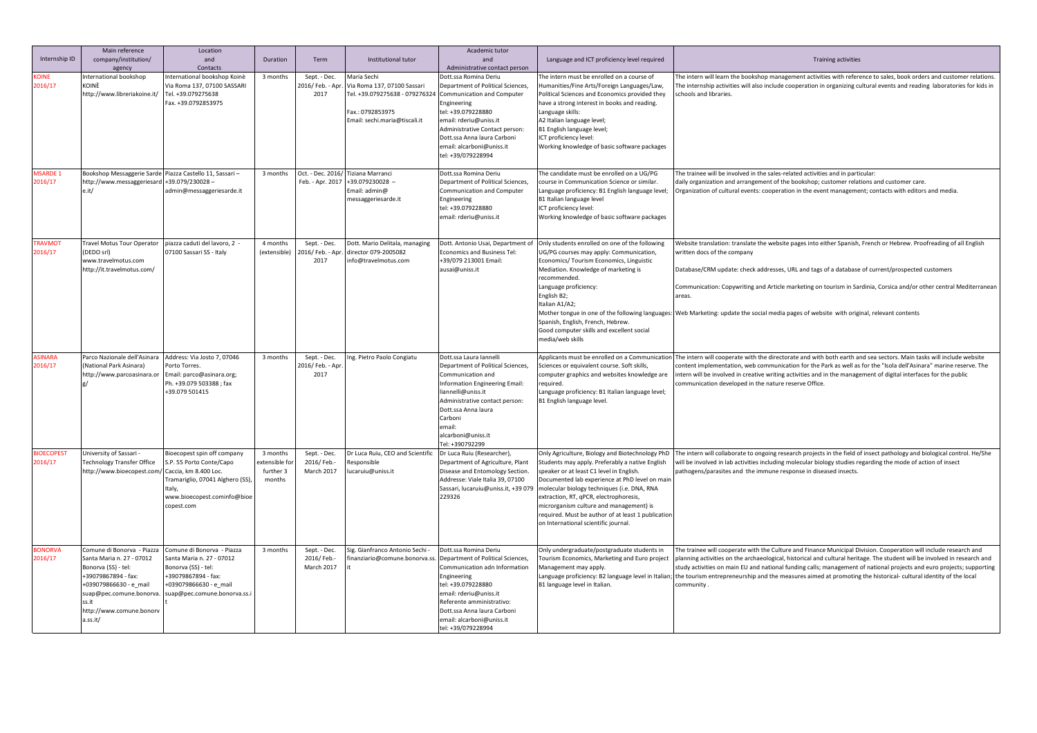| Internship ID | Main reference company/institution/ agency | Location and Contacts | Duration | Term | Institutional tutor | Academic tutor and Administrative contact person | Language and ICT proficiency level required | Training activities |
|---|---|---|---|---|---|---|---|---|
| KOINE 2016/17 | International bookshop KOINÈ http://www.libreriakoine.it/ | International bookshop Koinè Via Roma 137, 07100 SASSARI Tel. +39.079275638 Fax. +39.0792853975 | 3 months | Sept. - Dec. 2016/ Feb. - Apr. 2017 | Maria Sechi Via Roma 137, 07100 Sassari Tel. +39.079275638 - 079276324 Fax.: 0792853975 Email: sechi.maria@tiscali.it | Dott.ssa Romina Deriu Department of Political Sciences, Communication and Computer Engineering tel: +39.079228880 email: rderiu@uniss.it Administrative Contact person: Dott.ssa Anna laura Carboni email: alcarboni@uniss.it tel: +39/079228994 | The intern must be enrolled on a course of Humanities/Fine Arts/Foreign Languages/Law, Political Sciences and Economics provided they have a strong interest in books and reading. Language skills: A2 Italian language level; B1 English language level; ICT proficiency level: Working knowledge of basic software packages | The intern will learn the bookshop management activities with reference to sales, book orders and customer relations. The internship activities will also include cooperation in organizing cultural events and reading laboratories for kids in schools and libraries. |
| MSARDE 1 2016/17 | Bookshop Messaggerie Sarde http://www.messaggeriesarde.it/ | Piazza Castello 11, Sassari – +39.079/230028 – admin@messaggeriesarde.it | 3 months | Oct. - Dec. 2016/ Feb. - Apr. 2017 | Tiziana Marranci +39.079230028 – Email: admin@ messaggeriesarde.it | Dott.ssa Romina Deriu Department of Political Sciences, Communication and Computer Engineering tel: +39.079228880 email: rderiu@uniss.it | The candidate must be enrolled on a UG/PG course in Communication Science or similar. Language proficiency: B1 English language level; B1 Italian language level ICT proficiency level: Working knowledge of basic software packages | The trainee will be involved in the sales-related activities and in particular: daily organization and arrangement of the bookshop; customer relations and customer care. Organization of cultural events: cooperation in the event management; contacts with editors and media. |
| TRAVMOT 2016/17 | Travel Motus Tour Operator (DEDO srl) www.travelmotus.com http://it.travelmotus.com/ | piazza caduti del lavoro, 2 - 07100 Sassari SS - Italy | 4 months (extensible) | Sept. - Dec. 2016/ Feb. - Apr. 2017 | Dott. Mario Delitala, managing director 079-2005082 info@travelmotus.com | Dott. Antonio Usai, Department of Economics and Business Tel: +39/079 213001 Email: ausai@uniss.it | Only students enrolled on one of the following UG/PG courses may apply: Communication, Economics/ Tourism Economics, Linguistic Mediation. Knowledge of marketing is recommended. Language proficiency: English B2; Italian A1/A2; Mother tongue in one of the following languages: Spanish, English, French, Hebrew. Good computer skills and excellent social media/web skills | Website translation: translate the website pages into either Spanish, French or Hebrew. Proofreading of all English written docs of the company<br><br>Database/CRM update: check addresses, URL and tags of a database of current/prospected customers<br><br>Communication: Copywriting and Article marketing on tourism in Sardinia, Corsica and/or other central Mediterranean areas.<br><br>Web Marketing: update the social media pages of website with original, relevant contents |
| ASINARA 2016/17 | Parco Nazionale dell'Asinara (National Park Asinara) http://www.parcoasinara.org/ | Address: Via Josto 7, 07046 Porto Torres. Email: parco@asinara.org; Ph. +39.079 503388 ; fax +39.079 501415 | 3 months | Sept. - Dec. 2016/ Feb. - Apr. 2017 | Ing. Pietro Paolo Congiatu | Dott.ssa Laura Iannelli Department of Political Sciences, Communication and Information Engineering Email: liannelli@uniss.it Administrative contact person: Dott.ssa Anna laura Carboni email: alcarboni@uniss.it Tel: +390792299 | Applicants must be enrolled on a Communication Sciences or equivalent course. Soft skills, computer graphics and websites knowledge are required. Language proficiency: B1 Italian language level; B1 English language level. | The intern will cooperate with the directorate and with both earth and sea sectors. Main tasks will include website content implementation, web communication for the Park as well as for the "Isola dell'Asinara" marine reserve. The intern will be involved in creative writing activities and in the management of digital interfaces for the public communication developed in the nature reserve Office. |
| BIOECOPEST 2016/17 | University of Sassari - Technology Transfer Office http://www.bioecopest.com/ | Bioecopest spin off company S.P. 55 Porto Conte/Capo Caccia, km 8.400 Loc. Tramariglio, 07041 Alghero (SS), Italy, www.bioecopest.cominfo@bioecopest.com | 3 months extensible for further 3 months | Sept. - Dec. 2016/ Feb.- March 2017 | Dr Luca Ruiu, CEO and Scientific Responsible lucaruiu@uniss.it | Dr Luca Ruiu (Researcher), Department of Agriculture, Plant Disease and Entomology Section. Addresse: Viale Italia 39, 07100 Sassari, lucaruiu@uniss.it, +39 079 229326 | Only Agriculture, Biology and Biotechnology PhD Students may apply. Preferably a native English speaker or at least C1 level in English. Documented lab experience at PhD level on main molecular biology techniques (i.e. DNA, RNA extraction, RT, qPCR, electrophoresis, microrganism culture and management) is required. Must be author of at least 1 publication on International scientific journal. | The intern will collaborate to ongoing research projects in the field of insect pathology and biological control. He/She will be involved in lab activities including molecular biology studies regarding the mode of action of insect pathogens/parasites and the immune response in diseased insects. |
| BONORVA 2016/17 | Comune di Bonorva - Piazza Santa Maria n. 27 - 07012 Bonorva (SS) - tel: +39079867894 - fax: +039079866630 - e_mail suap@pec.comune.bonorva.ss.it http://www.comune.bonorva.ss.it/ | Comune di Bonorva - Piazza Santa Maria n. 27 - 07012 Bonorva (SS) - tel: +39079867894 - fax: +039079866630 - e_mail suap@pec.comune.bonorva.ss.it | 3 months | Sept. - Dec. 2016/ Feb.- March 2017 | Sig. Gianfranco Antonio Sechi - finanziario@comune.bonorva.ss.it | Dott.ssa Romina Deriu Department of Political Sciences, Communication adn Information Engineering tel: +39.079228880 email: rderiu@uniss.it Referente amministrativo: Dott.ssa Anna laura Carboni email: alcarboni@uniss.it tel: +39/079228994 | Only undergraduate/postgraduate students in Tourism Economics, Marketing and Euro project Management may apply. Language proficiency: B2 language level in Italian; B1 language level in Italian. | The trainee will cooperate with the Culture and Finance Municipal Division. Cooperation will include research and planning activities on the archaeological, historical and cultural heritage. The student will be involved in research and study activities on main EU and national funding calls; management of national projects and euro projects; supporting the tourism entrepreneurship and the measures aimed at promoting the historical- cultural identity of the local community . |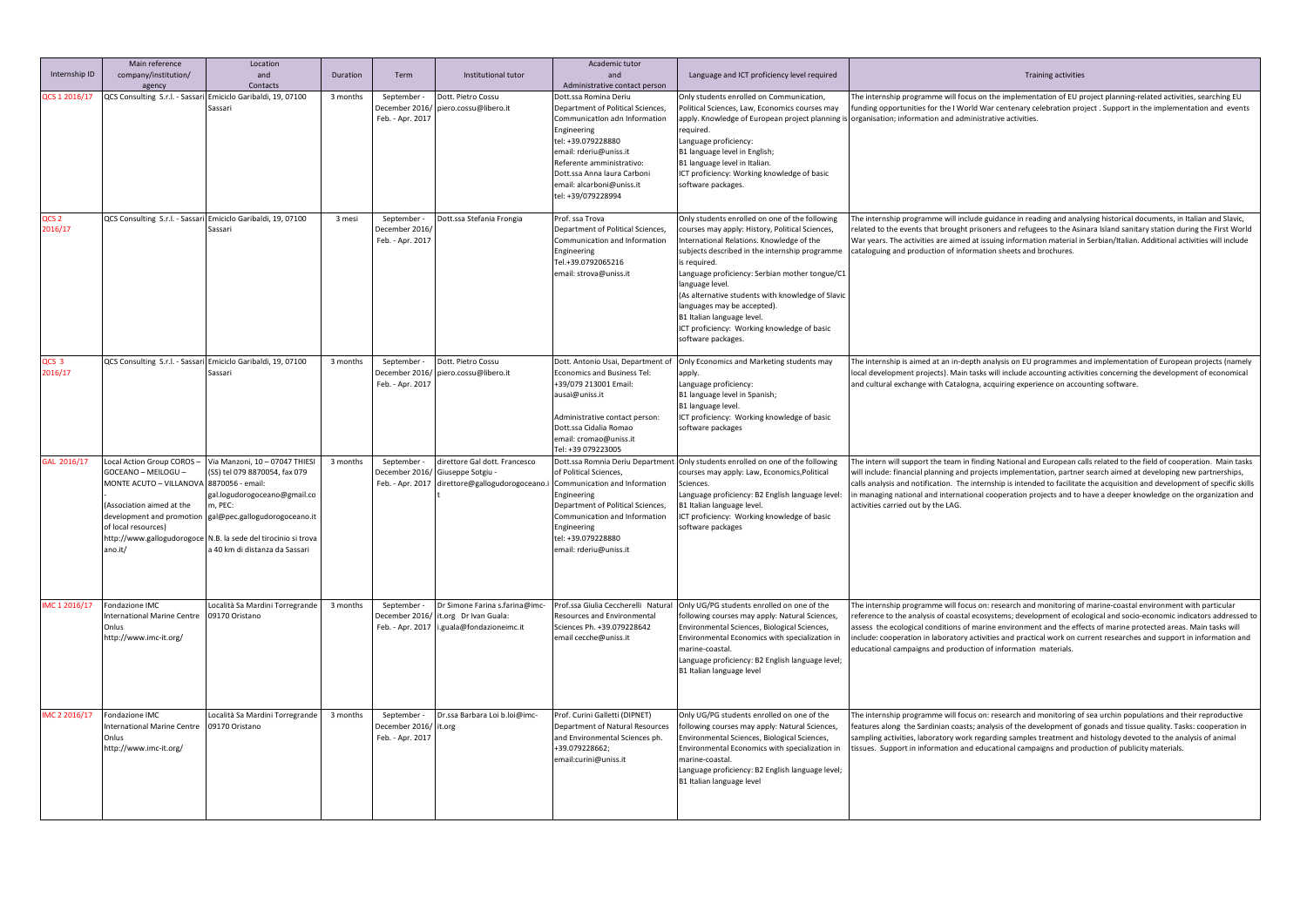| Internship ID | Main reference company/institution/ agency | Location and Contacts | Duration | Term | Institutional tutor | Academic tutor and Administrative contact person | Language and ICT proficiency level required | Training activities |
|---|---|---|---|---|---|---|---|---|
| QCS 1 2016/17 | QCS Consulting S.r.l. - Sassari | Emiciclo Garibaldi, 19, 07100 Sassari | 3 months | September - December 2016/ Feb. - Apr. 2017 | Dott. Pietro Cossu piero.cossu@libero.it | Dott.ssa Romina Deriu Department of Political Sciences, Communication adn Information Engineering tel: +39.079228880 email: rderiu@uniss.it Referente amministrativo: Dott.ssa Anna laura Carboni email: alcarboni@uniss.it tel: +39/079228994 | Only students enrolled on Communication, Political Sciences, Law, Economics courses may apply. Knowledge of European project planning is required. Language proficiency: B1 language level in English; B1 language level in Italian. ICT proficiency: Working knowledge of basic software packages. | The internship programme will focus on the implementation of EU project planning-related activities, searching EU funding opportunities for the I World War centenary celebration project . Support in the implementation and events organisation; information and administrative activities. |
| QCS 2 2016/17 | QCS Consulting S.r.l. - Sassari | Emiciclo Garibaldi, 19, 07100 Sassari | 3 mesi | September - December 2016/ Feb. - Apr. 2017 | Dott.ssa Stefania Frongia | Prof. ssa Trova Department of Political Sciences, Communication and Information Engineering Tel.+39.0792065216 email: strova@uniss.it | Only students enrolled on one of the following courses may apply: History, Political Sciences, International Relations. Knowledge of the subjects described in the internship programme is required. Language proficiency: Serbian mother tongue/C1 language level. (As alternative students with knowledge of Slavic languages may be accepted). B1 Italian language level. ICT proficiency: Working knowledge of basic software packages. | The internship programme will include guidance in reading and analysing historical documents, in Italian and Slavic, related to the events that brought prisoners and refugees to the Asinara Island sanitary station during the First World War years. The activities are aimed at issuing information material in Serbian/Italian. Additional activities will include cataloguing and production of information sheets and brochures. |
| QCS 3 2016/17 | QCS Consulting S.r.l. - Sassari | Emiciclo Garibaldi, 19, 07100 Sassari | 3 months | September - December 2016/ Feb. - Apr. 2017 | Dott. Pietro Cossu piero.cossu@libero.it | Dott. Antonio Usai, Department of Economics and Business Tel: +39/079 213001 Email: ausai@uniss.it Administrative contact person: Dott.ssa Cidalia Romao email: cromao@uniss.it Tel: +39 079223005 | Only Economics and Marketing students may apply. Language proficiency: B1 language level in Spanish; B1 language level. ICT proficiency: Working knowledge of basic software packages | The internship is aimed at an in-depth analysis on EU programmes and implementation of European projects (namely local development projects). Main tasks will include accounting activities concerning the development of economical and cultural exchange with Catalogna, acquiring experience on accounting software. |
| GAL 2016/17 | Local Action Group COROS – GOCEANO – MEILOGU – MONTE ACUTO – VILLANOVA - (Association aimed at the development and promotion of local resources) http://www.gallogudorogoceano.it/ | Via Manzoni, 10 – 07047 THIESI (SS) tel 079 8870054, fax 079 8870056 - email: gal.logudorogoceano@gmail.com, PEC: gal@pec.gallogudorogoceano.it N.B. la sede del tirocinio si trova a 40 km di distanza da Sassari | 3 months | September - December 2016/ Feb. - Apr. 2017 | direttore Gal dott. Francesco Giuseppe Sotgiu - direttore@gallogudorogoceano.it | Dott.ssa Romnia Deriu Department of Political Sciences, Communication and Information Engineering Department of Political Sciences, Communication and Information Engineering tel: +39.079228880 email: rderiu@uniss.it | Only students enrolled on one of the following courses may apply: Law, Economics,Political Sciences. Language proficiency: B2 English language level: B1 Italian language level. ICT proficiency: Working knowledge of basic software packages | The intern will support the team in finding National and European calls related to the field of cooperation. Main tasks will include: financial planning and projects implementation, partner search aimed at developing new partnerships, calls analysis and notification. The internship is intended to facilitate the acquisition and development of specific skills in managing national and international cooperation projects and to have a deeper knowledge on the organization and activities carried out by the LAG. |
| IMC 1 2016/17 | Fondazione IMC International Marine Centre Onlus http://www.imc-it.org/ | Località Sa Mardini Torregrande 09170 Oristano | 3 months | September - December 2016/ Feb. - Apr. 2017 | Dr Simone Farina s.farina@imc-it.org Dr Ivan Guala: i.guala@fondazioneimc.it | Prof.ssa Giulia Ceccherelli Natural Resources and Environmental Sciences Ph. +39.079228642 email cecche@uniss.it | Only UG/PG students enrolled on one of the following courses may apply: Natural Sciences, Environmental Sciences, Biological Sciences, Environmental Economics with specialization in marine-coastal. Language proficiency: B2 English language level; B1 Italian language level | The internship programme will focus on: research and monitoring of marine-coastal environment with particular reference to the analysis of coastal ecosystems; development of ecological and socio-economic indicators addressed to assess the ecological conditions of marine environment and the effects of marine protected areas. Main tasks will include: cooperation in laboratory activities and practical work on current researches and support in information and educational campaigns and production of information materials. |
| IMC 2 2016/17 | Fondazione IMC International Marine Centre Onlus http://www.imc-it.org/ | Località Sa Mardini Torregrande 09170 Oristano | 3 months | September - December 2016/ Feb. - Apr. 2017 | Dr.ssa Barbara Loi b.loi@imc-it.org | Prof. Curini Galletti (DIPNET) Department of Natural Resources and Environmental Sciences ph. +39.079228662; email:curini@uniss.it | Only UG/PG students enrolled on one of the following courses may apply: Natural Sciences, Environmental Sciences, Biological Sciences, Environmental Economics with specialization in marine-coastal. Language proficiency: B2 English language level; B1 Italian language level | The internship programme will focus on: research and monitoring of sea urchin populations and their reproductive features along the Sardinian coasts; analysis of the development of gonads and tissue quality. Tasks: cooperation in sampling activities, laboratory work regarding samples treatment and histology devoted to the analysis of animal tissues. Support in information and educational campaigns and production of publicity materials. |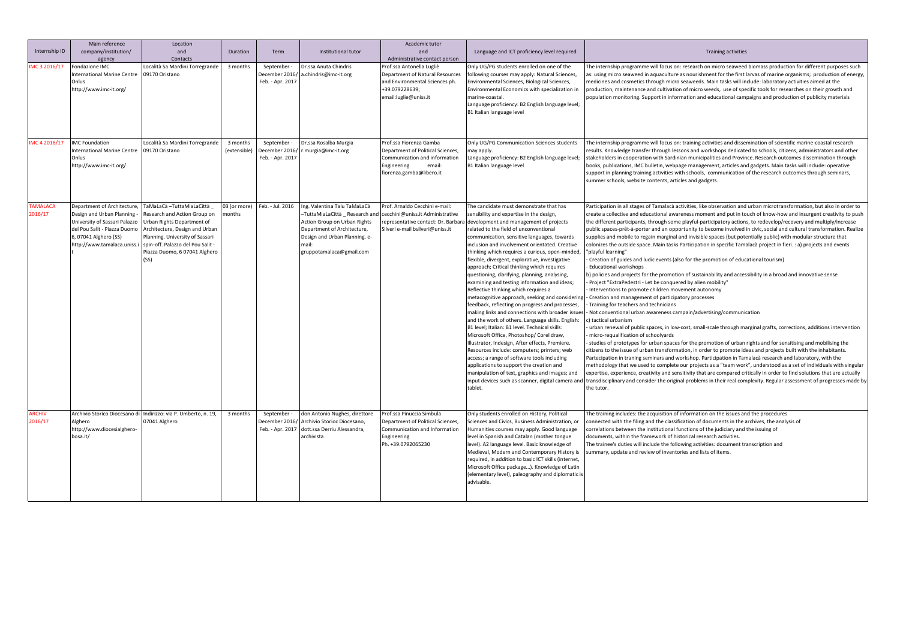| Internship ID | Main reference company/institution/agency | Location and Contacts | Duration | Term | Institutional tutor | Academic tutor and Administrative contact person | Language and ICT proficiency level required | Training activities |
|---|---|---|---|---|---|---|---|---|
| IMC 3 2016/17 | Fondazione IMC International Marine Centre Onlus http://www.imc-it.org/ | Località Sa Mardini Torregrande 09170 Oristano | 3 months | September - December 2016/ Feb. - Apr. 2017 | Dr.ssa Anuta Chindris a.chindris@imc-it.org | Prof.ssa Antonella Lugliè Department of Natural Resources and Environmental Sciences ph. +39.079228639; email:luglie@uniss.it | Only UG/PG students enrolled on one of the following courses may apply: Natural Sciences, Environmental Sciences, Biological Sciences, Environmental Economics with specialization in marine-coastal. Language proficiency: B2 English language level; B1 Italian language level | The internship programme will focus on: research on micro seaweed biomass production for different purposes such as: using micro seaweed in aquaculture as nourishment for the first larvas of marine organisms; production of energy, medicines and cosmetics through micro seaweeds. Main tasks will include: laboratory activities aimed at the production, maintenance and cultivation of micro weeds, use of specific tools for researches on their growth and population monitoring. Support in information and educational campaigns and production of publicity materials |
| IMC 4 2016/17 | IMC Foundation International Marine Centre Onlus http://www.imc-it.org/ | Località Sa Mardini Torregrande 09170 Oristano | 3 months (extensible) | September - December 2016/ Feb. - Apr. 2017 | Dr.ssa Rosalba Murgia r.murgia@imc-it.org | Prof.ssa Fiorenza Gamba Department of Political Sciences, Communication and information Engineering email: fiorenza.gamba@libero.it | Only UG/PG Communication Sciences students may apply. Language proficiency: B2 English language level; B1 Italian language level | The internship programme will focus on: training activities and dissemination of scientific marine-coastal research results. Knowledge transfer through lessons and workshops dedicated to schools, citizens, administrators and other stakeholders in cooperation with Sardinian municipalities and Province. Research outcomes dissemination through books, publications, IMC bulletin, webpage management, articles and gadgets. Main tasks will include: operative support in planning training activities with schools, communication of the research outcomes through seminars, summer schools, website contents, articles and gadgets. |
| TAMALACA 2016/17 | Department of Architecture, Design and Urban Planning - University of Sassari Palazzo del Pou Salit - Piazza Duomo 6, 07041 Alghero (SS) http://www.tamalaca.uniss.it | TaMaLaCà –TuttaMiaLaCittà _ Research and Action Group on Urban Rights Department of Architecture, Design and Urban Planning. University of Sassari spin-off. Palazzo del Pou Salit - Piazza Duomo, 6 07041 Alghero (SS) | 03 (or more) months | Feb. - Jul. 2016 | Ing. Valentina Talu TaMaLaCà –TuttaMiaLaCittà _ Research and Action Group on Urban Rights Department of Architecture, Design and Urban Planning. e-mail: gruppotamalaca@gmail.com | Prof. Arnaldo Cecchini e-mail: cecchini@uniss.it Administrative representative contact: Dr. Barbara Silveri e-mail bsilveri@uniss.it | The candidate must demonstrate that has sensibility and expertise in the design, development and management of projects related to the field of unconventional communication, sensitive languages, towards inclusion and involvement orientated. Creative thinking which requires a curious, open-minded, flexible, divergent, explorative, investigative approach; Critical thinking which requires questioning, clarifying, planning, analysing, examining and testing information and ideas; Reflective thinking which requires a metacognitive approach, seeking and considering feedback, reflecting on progress and processes, making links and connections with broader issues and the work of others. Language skills. English: B1 level; Italian: B1 level. Technical skills: Microsoft Office, Photoshop/ Corel draw, Illustrator, Indesign, After effects, Premiere. Resources include: computers; printers; web access; a range of software tools including applications to support the creation and manipulation of text, graphics and images; and input devices such as scanner, digital camera and tablet. | Participation in all stages of Tamalacà activities, like observation and urban microtransformation, but also in order to create a collective and educational awareness moment and put in touch of know-how and insurgent creativity to push the different participants, through some playful-participatory actions, to redevelop/recovery and multiply/increase public spaces-prêt-à-porter and an opportunity to become involved in civic, social and cultural transformation. Realize supplies and mobile to regain marginal and invisible spaces (but potentially public) with modular structure that colonizes the outside space. Main tasks Participation in specific Tamalacà project in fieri. : a) projects and events "playful learning"<br>- Creation of guides and ludic events (also for the promotion of educational tourism)<br>- Educational workshops<br>b) policies and projects for the promotion of sustainability and accessibility in a broad and innovative sense<br>- Project "ExtraPedestri - Let be conquered by alien mobility"<br>- Interventions to promote children movement autonomy<br>- Creation and management of participatory processes<br>- Training for teachers and technicians<br>- Not conventional urban awareness campain/advertising/communication<br>c) tactical urbanism<br>- urban renewal of public spaces, in low-cost, small-scale through marginal grafts, corrections, additions intervention<br>- micro-requalification of schoolyards<br>- studies of prototypes for urban spaces for the promotion of urban rights and for sensitising and mobilising the citizens to the issue of urban transformation, in order to promote ideas and projects built with the inhabitants. Partecipation in traning seminars and workshop. Participation in Tamalacà research and laboratory, with the methodology that we used to complete our projects as a "team work", understood as a set of individuals with singular expertise, experience, creativity and sensitivity that are compared critically in order to find solutions that are actually transdisciplinary and consider the original problems in their real complexity. Regular assessment of progresses made by the tutor. |
| ARCHIV 2016/17 | Archivio Storico Diocesano di Alghero http://www.diocesialghero-bosa.it/ | Indirizzo: via P. Umberto, n. 19, 07041 Alghero | 3 months | September - December 2016/ Feb. - Apr. 2017 | don Antonio Nughes, direttore Archivio Storioc Diocesano, dott.ssa Derriu Alessandra, archivista | Prof.ssa Pinuccia Simbula Department of Political Sciences, Communication and Information Engineering Ph. +39.0792065230 | Only students enrolled on History, Political Sciences and Civics, Business Administration, or Humanities courses may apply. Good language level in Spanish and Catalan (mother tongue level). A2 language level. Basic knowledge of Medieval, Modern and Contemporary History is required, in addition to basic ICT skills (internet, Microsoft Office package...). Knowledge of Latin (elementary level), paleography and diplomatic is advisable. | The training includes: the acquisition of information on the issues and the procedures connected with the filing and the classification of documents in the archives, the analysis of correlations between the institutional functions of the judiciary and the issuing of documents, within the framework of historical research activities. The trainee's duties will include the following activities: document transcription and summary, update and review of inventories and lists of items. |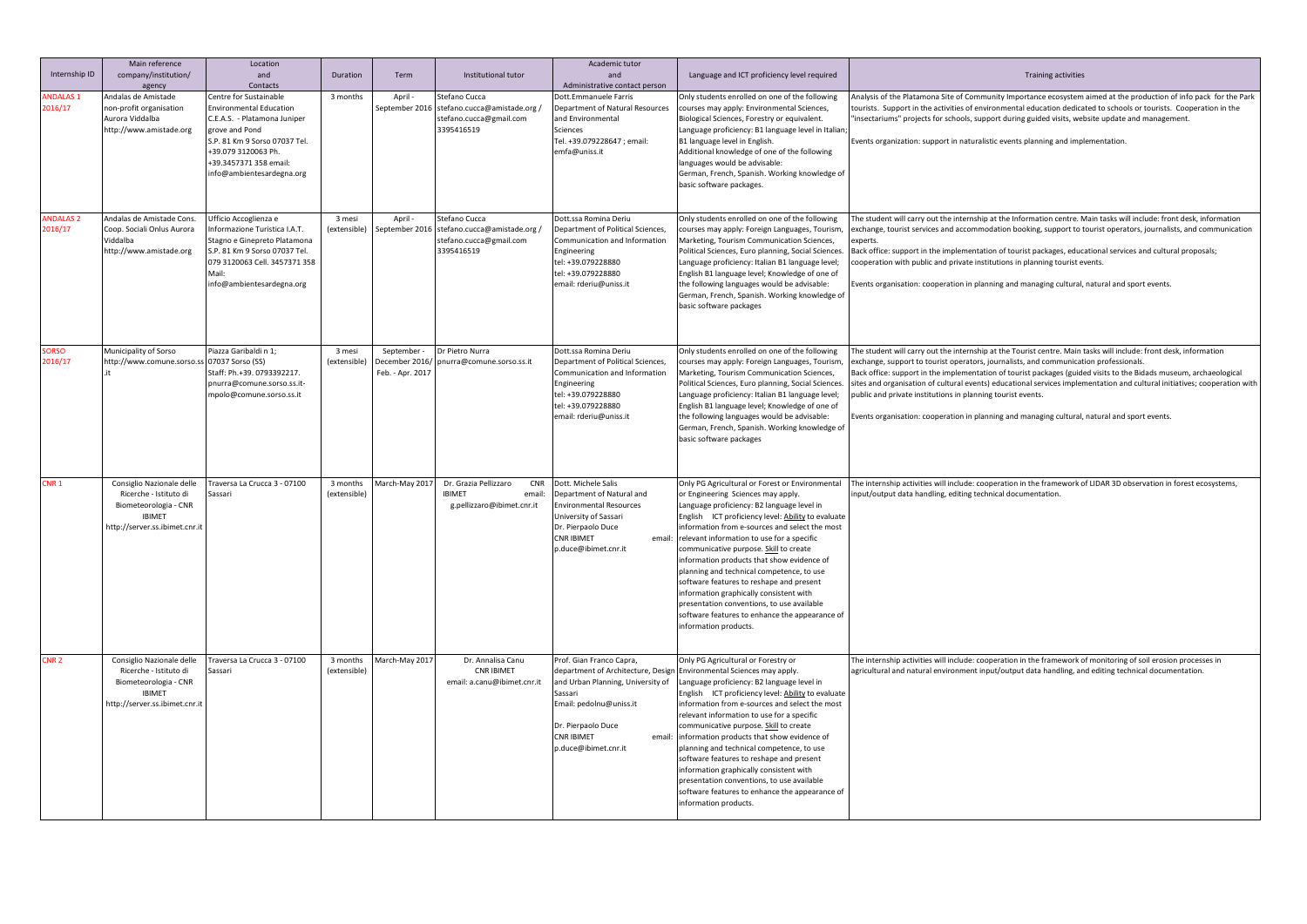| Internship ID | Main reference company/institution/ agency | Location and Contacts | Duration | Term | Institutional tutor | Academic tutor and Administrative contact person | Language and ICT proficiency level required | Training activities |
|---|---|---|---|---|---|---|---|---|
| ANDALAS 1 2016/17 | Andalas de Amistade non-profit organisation Aurora Viddalba http://www.amistade.org | Centre for Sustainable Environmental Education C.E.A.S. - Platamona Juniper grove and Pond S.P. 81 Km 9 Sorso 07037 Tel. +39.079 3120063 Ph. +39.3457371 358 email: info@ambientesardegna.org | 3 months | April - September 2016 | Stefano Cucca stefano.cucca@amistade.org / stefano.cucca@gmail.com 3395416519 | Dott.Emmanuele Farris Department of Natural Resources and Environmental Sciences Tel. +39.079228647 ; email: emfa@uniss.it | Only students enrolled on one of the following courses may apply: Environmental Sciences, Biological Sciences, Forestry or equivalent. Language proficiency: B1 language level in Italian; B1 language level in English. Additional knowledge of one of the following languages would be advisable: German, French, Spanish. Working knowledge of basic software packages. | Analysis of the Platamona Site of Community Importance ecosystem aimed at the production of info pack for the Park tourists. Support in the activities of environmental education dedicated to schools or tourists. Cooperation in the "insectariums" projects for schools, support during guided visits, website update and management. Events organization: support in naturalistic events planning and implementation. |
| ANDALAS 2 2016/17 | Andalas de Amistade Cons. Coop. Sociali Onlus Aurora Viddalba http://www.amistade.org | Ufficio Accoglienza e Informazione Turistica I.A.T. Stagno e Ginepreto Platamona S.P. 81 Km 9 Sorso 07037 Tel. 079 3120063 Cell. 3457371 358 Mail: info@ambientesardegna.org | 3 mesi (extensible) | April - September 2016 | Stefano Cucca stefano.cucca@amistade.org / stefano.cucca@gmail.com 3395416519 | Dott.ssa Romina Deriu Department of Political Sciences, Communication and Information Engineering tel: +39.079228880 tel: +39.079228880 email: rderiu@uniss.it | Only students enrolled on one of the following courses may apply: Foreign Languages, Tourism, Marketing, Tourism Communication Sciences, Political Sciences, Euro planning, Social Sciences. Language proficiency: Italian B1 language level; English B1 language level; Knowledge of one of the following languages would be advisable: German, French, Spanish. Working knowledge of basic software packages | The student will carry out the internship at the Information centre. Main tasks will include: front desk, information exchange, tourist services and accommodation booking, support to tourist operators, journalists, and communication experts. Back office: support in the implementation of tourist packages, educational services and cultural proposals; cooperation with public and private institutions in planning tourist events. Events organisation: cooperation in planning and managing cultural, natural and sport events. |
| SORSO 2016/17 | Municipality of Sorso http://www.comune.sorso.ss.it | Piazza Garibaldi n 1; 07037 Sorso (SS) Staff: Ph.+39. 0793392217. pnurra@comune.sorso.ss.it- mpolo@comune.sorso.ss.it | 3 mesi (extensible) | September - December 2016/ Feb. - Apr. 2017 | Dr Pietro Nurra pnurra@comune.sorso.ss.it | Dott.ssa Romina Deriu Department of Political Sciences, Communication and Information Engineering tel: +39.079228880 tel: +39.079228880 email: rderiu@uniss.it | Only students enrolled on one of the following courses may apply: Foreign Languages, Tourism, Marketing, Tourism Communication Sciences, Political Sciences, Euro planning, Social Sciences. Language proficiency: Italian B1 language level; English B1 language level; Knowledge of one of the following languages would be advisable: German, French, Spanish. Working knowledge of basic software packages | The student will carry out the internship at the Tourist centre. Main tasks will include: front desk, information exchange, support to tourist operators, journalists, and communication professionals. Back office: support in the implementation of tourist packages (guided visits to the Bidads museum, archaeological sites and organisation of cultural events) educational services implementation and cultural initiatives; cooperation with public and private institutions in planning tourist events. Events organisation: cooperation in planning and managing cultural, natural and sport events. |
| CNR 1 | Consiglio Nazionale delle Ricerche - Istituto di Biometeorologia - CNR IBIMET http://server.ss.ibimet.cnr.it | Traversa La Crucca 3 - 07100 Sassari | 3 months (extensible) | March-May 2017 | Dr. Grazia Pellizzaro CNR IBIMET email: g.pellizzaro@ibimet.cnr.it | Dott. Michele Salis Department of Natural and Environmental Resources University of Sassari Dr. Pierpaolo Duce CNR IBIMET email: p.duce@ibimet.cnr.it | Only PG Agricultural or Forest or Environmental or Engineering Sciences may apply. Language proficiency: B2 language level in English ICT proficiency level: Ability to evaluate information from e-sources and select the most relevant information to use for a specific communicative purpose. Skill to create information products that show evidence of planning and technical competence, to use software features to reshape and present information graphically consistent with presentation conventions, to use available software features to enhance the appearance of information products. | The internship activities will include: cooperation in the framework of LIDAR 3D observation in forest ecosystems, input/output data handling, editing technical documentation. |
| CNR 2 | Consiglio Nazionale delle Ricerche - Istituto di Biometeorologia - CNR IBIMET http://server.ss.ibimet.cnr.it | Traversa La Crucca 3 - 07100 Sassari | 3 months (extensible) | March-May 2017 | Dr. Annalisa Canu CNR IBIMET email: a.canu@ibimet.cnr.it | Prof. Gian Franco Capra, department of Architecture, Design and Urban Planning, University of Sassari Email: pedolnu@uniss.it Dr. Pierpaolo Duce CNR IBIMET email: p.duce@ibimet.cnr.it | Only PG Agricultural or Forestry or Environmental Sciences may apply. Language proficiency: B2 language level in English ICT proficiency level: Ability to evaluate information from e-sources and select the most relevant information to use for a specific communicative purpose. Skill to create information products that show evidence of planning and technical competence, to use software features to reshape and present information graphically consistent with presentation conventions, to use available software features to enhance the appearance of information products. | The internship activities will include: cooperation in the framework of monitoring of soil erosion processes in agricultural and natural environment input/output data handling, and editing technical documentation. |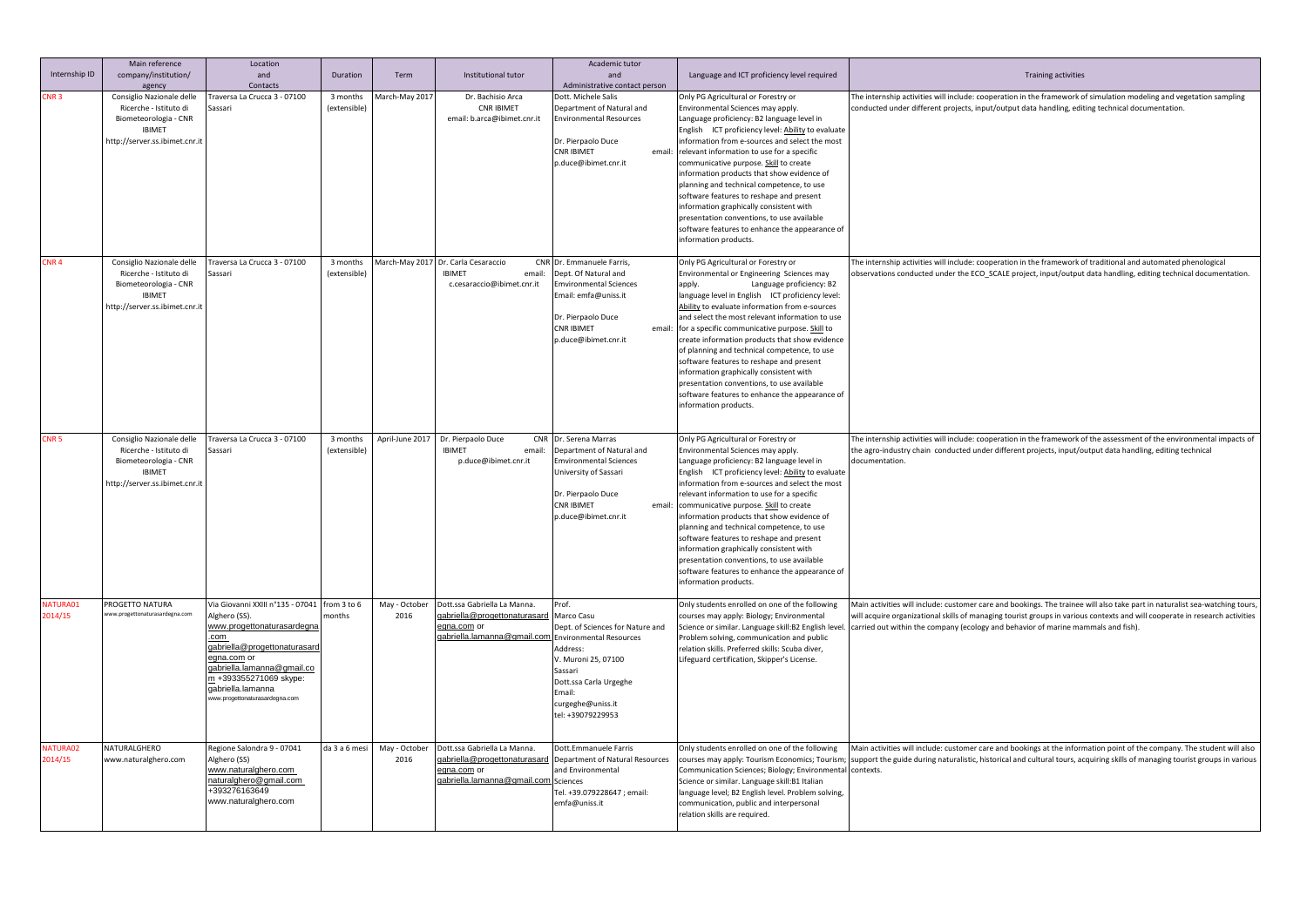| Internship ID | Main reference company/institution/ agency | Location and Contacts | Duration | Term | Institutional tutor | Academic tutor and Administrative contact person | Language and ICT proficiency level required | Training activities |
|---|---|---|---|---|---|---|---|---|
| CNR 3 | Consiglio Nazionale delle Ricerche - Istituto di Biometeorologia - CNR IBIMET http://server.ss.ibimet.cnr.it | Traversa La Crucca 3 - 07100 Sassari | 3 months (extensible) | March-May 2017 | Dr. Bachisio Arca CNR IBIMET email: b.arca@ibimet.cnr.it | Dott. Michele Salis Department of Natural and Environmental Resources<br><br>Dr. Pierpaolo Duce CNR IBIMET email: p.duce@ibimet.cnr.it | Only PG Agricultural or Forestry or Environmental Sciences may apply. Language proficiency: B2 language level in English ICT proficiency level: Ability to evaluate information from e-sources and select the most relevant information to use for a specific communicative purpose. Skill to create information products that show evidence of planning and technical competence, to use software features to reshape and present information graphically consistent with presentation conventions, to use available software features to enhance the appearance of information products. | The internship activities will include: cooperation in the framework of simulation modeling and vegetation sampling conducted under different projects, input/output data handling, editing technical documentation. |
| CNR 4 | Consiglio Nazionale delle Ricerche - Istituto di Biometeorologia - CNR IBIMET http://server.ss.ibimet.cnr.it | Traversa La Crucca 3 - 07100 Sassari | 3 months (extensible) | March-May 2017 | Dr. Carla Cesaraccio CNR IBIMET email: c.cesaraccio@ibimet.cnr.it | Dr. Emmanuele Farris, Dept. Of Natural and Emvironmental Sciences Email: emfa@uniss.it<br><br>Dr. Pierpaolo Duce CNR IBIMET email: p.duce@ibimet.cnr.it | Only PG Agricultural or Forestry or Environmental or Engineering Sciences may apply. Language proficiency: B2 language level in English ICT proficiency level: Ability to evaluate information from e-sources and select the most relevant information to use for a specific communicative purpose. Skill to create information products that show evidence of planning and technical competence, to use software features to reshape and present information graphically consistent with presentation conventions, to use available software features to enhance the appearance of information products. | The internship activities will include: cooperation in the framework of traditional and automated phenological observations conducted under the ECO_SCALE project, input/output data handling, editing technical documentation. |
| CNR 5 | Consiglio Nazionale delle Ricerche - Istituto di Biometeorologia - CNR IBIMET http://server.ss.ibimet.cnr.it | Traversa La Crucca 3 - 07100 Sassari | 3 months (extensible) | April-June 2017 | Dr. Pierpaolo Duce CNR IBIMET email: p.duce@ibimet.cnr.it | Dr. Serena Marras Department of Natural and Emvironmental Sciences University of Sassari<br><br>Dr. Pierpaolo Duce CNR IBIMET email: p.duce@ibimet.cnr.it | Only PG Agricultural or Forestry or Environmental Sciences may apply. Language proficiency: B2 language level in English ICT proficiency level: Ability to evaluate information from e-sources and select the most relevant information to use for a specific communicative purpose. Skill to create information products that show evidence of planning and technical competence, to use software features to reshape and present information graphically consistent with presentation conventions, to use available software features to enhance the appearance of information products. | The internship activities will include: cooperation in the framework of the assessment of the environmental impacts of the agro-industry chain conducted under different projects, input/output data handling, editing technical documentation. |
| NATURA01 2014/15 | PROGETTO NATURA www.progettonaturasardegna.com | Via Giovanni XXIII n°135 - 07041 Alghero (SS). www.progettonaturasardegna.com gabriella@progettonaturasardegna.com or gabriella.lamanna@gmail.com +393355271069 skype: gabriella.lamanna www.progettonaturasardegna.com | from 3 to 6 months | May - October 2016 | Dott.ssa Gabriella La Manna. gabriella@progettonaturasardegna.com or gabriella.lamanna@gmail.com | Prof. Marco Casu Dept. of Sciences for Nature and Environmental Resources Address: V. Muroni 25, 07100 Sassari Dott.ssa Carla Urgeghe Email: curgeghe@uniss.it tel: +39079229953 | Only students enrolled on one of the following courses may apply: Biology; Environmental Science or similar. Language skill:B2 English level. Problem solving, communication and public relation skills. Preferred skills: Scuba diver, Lifeguard certification, Skipper's License. | Main activities will include: customer care and bookings. The trainee will also take part in naturalist sea-watching tours, will acquire organizational skills of managing tourist groups in various contexts and will cooperate in research activities carried out within the company (ecology and behavior of marine mammals and fish). |
| NATURA02 2014/15 | NATURALGHERO www.naturalghero.com | Regione Salondra 9 - 07041 Alghero (SS) www.naturalghero.com naturalghero@gmail.com +393276163649 www.naturalghero.com | da 3 a 6 mesi | May - October 2016 | Dott.ssa Gabriella La Manna. gabriella@progettonaturasardegna.com or gabriella.lamanna@gmail.com | Dott.Emmanuele Farris Department of Natural Resources and Environmental Sciences Tel. +39.079228647 ; email: emfa@uniss.it | Only students enrolled on one of the following courses may apply: Tourism Economics; Tourism; Communication Sciences; Biology; Environmental Science or similar. Language skill:B1 Italian language level; B2 English level. Problem solving, communication, public and interpersonal relation skills are required. | Main activities will include: customer care and bookings at the information point of the company. The student will also support the guide during naturalistic, historical and cultural tours, acquiring skills of managing tourist groups in various contexts. |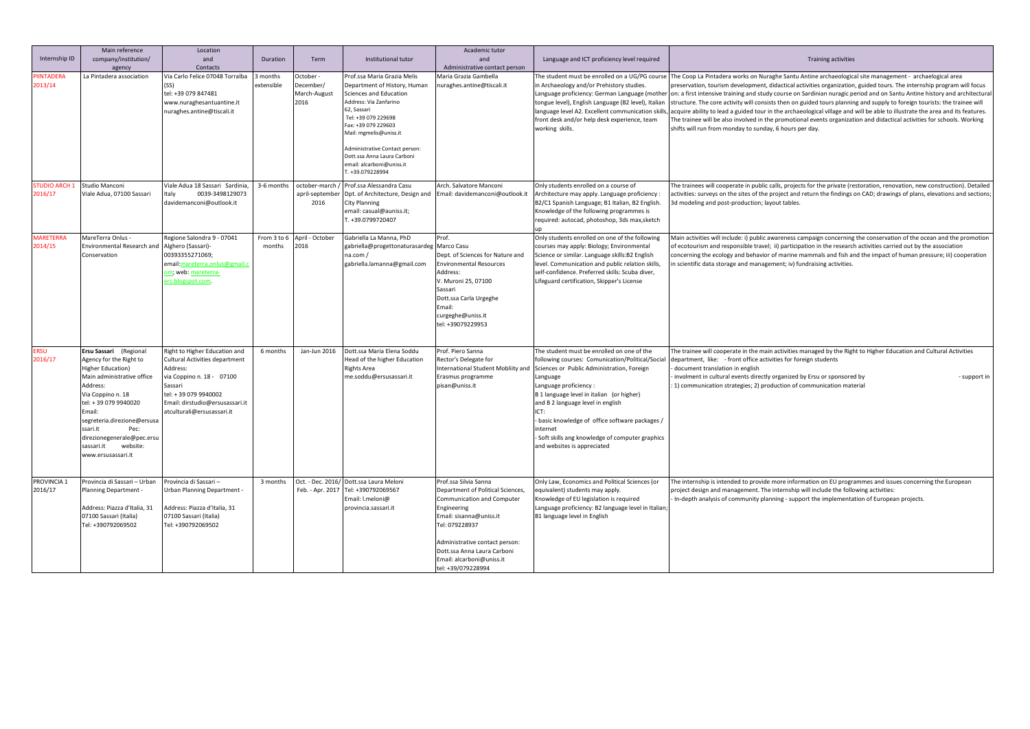| Internship ID | Main reference company/institution/ agency | Location and Contacts | Duration | Term | Institutional tutor | Academic tutor and Administrative contact person | Language and ICT proficiency level required | Training activities |
|---|---|---|---|---|---|---|---|---|
| PIINTADERA 2013/14 | La Pintadera association | Via Carlo Felice 07048 Torralba (SS) tel: +39 079 847481 www.nuraghesantuantine.it nuraghes.antine@tiscali.it | 3 months extensible | October - December/ March-August 2016 | Prof.ssa Maria Grazia Melis Department of History, Human Sciences and Education Address: Via Zanfarino 62, Sassari Tel: +39 079 229698 Fax: +39 079 229603 Mail: mgmelis@uniss.it Administrative Contact person: Dott.ssa Anna Laura Carboni email: alcarboni@uniss.it T. +39.079228994 | Maria Grazia Gambella nuraghes.antine@tiscali.it | The student must be enrolled on a UG/PG course in Archaeology and/or Prehistory studies. Language proficiency: German Language (mother tongue level), English Language (B2 level), Italian language level A2. Excellent communication skills, front desk and/or help desk experience, team working skills. | The Coop La Pintadera works on Nuraghe Santu Antine archaeological site management - archaeological area preservation, tourism development, didactical activities organization, guided tours. The internship program will focus on: a first intensive training and study course on Sardinian nuragic period and on Santu Antine history and architectural structure. The core activity will consists then on guided tours planning and supply to foreign tourists: the trainee will acquire ability to lead a guided tour in the archaeological village and will be able to illustrate the area and its features. The trainee will be also involved in the promotional events organization and didactical activities for schools. Working shifts will run from monday to sunday, 6 hours per day. |
| STUDIO ARCH 1 2016/17 | Studio Manconi Viale Adua, 07100 Sassari | Viale Adua 18 Sassari Sardinia, Italy 0039-3498129073 davidemanconi@outlook.it | 3-6 months | october-march / april-september 2016 | Prof.ssa Alessandra Casu Dpt. of Architecture, Design and City Planning email: casual@auniss.it; T. +39.0799720407 | Arch. Salvatore Manconi Email: davidemanconi@outlook.it | Only students enrolled on a course of Architecture may apply. Language proficiency : B2/C1 Spanish Language; B1 Italian, B2 English. Knowledge of the following programmes is required: autocad, photoshop, 3ds max,sketch up | The trainees will cooperate in public calls, projects for the private (restoration, renovation, new construction). Detailed activities: surveys on the sites of the project and return the findings on CAD; drawings of plans, elevations and sections; 3d modeling and post-production; layout tables. |
| MARETERRA 2014/15 | MareTerra Onlus - Environmental Research and Conservation | Regione Salondra 9 - 07041 Alghero (Sassari)- 00393355271069; email:mareterra.onlus@gmail.com; web: mareterra-erc.blogspot.com. | From 3 to 6 months | April - October 2016 | Gabriella La Manna, PhD gabriella@progettonaturasardegna.com / gabriella.lamanna@gmail.com | Prof. Marco Casu Dept. of Sciences for Nature and Environmental Resources Address: V. Muroni 25, 07100 Sassari Dott.ssa Carla Urgeghe Email: curgeghe@uniss.it tel: +39079229953 | Only students enrolled on one of the following courses may apply: Biology; Environmental Science or similar. Language skills:B2 English level. Communication and public relation skills, self-confidence. Preferred skills: Scuba diver, Lifeguard certification, Skipper's License | Main activities will include: i) public awareness campaign concerning the conservation of the ocean and the promotion of ecotourism and responsible travel; ii) participation in the research activities carried out by the association concerning the ecology and behavior of marine mammals and fish and the impact of human pressure; iii) cooperation in scientific data storage and management; iv) fundraising activities. |
| ERSU 2016/17 | **Ersu Sassari** (Regional Agency for the Right to Higher Education) Main administrative office Address: Via Coppino n. 18 tel: + 39 079 9940020 Email: segreteria.direzione@ersusassari.it Pec: direzionegenerale@pec.ersusassari.it website: www.ersusassari.it | Right to Higher Education and Cultural Activities department Address: via Coppino n. 18 - 07100 Sassari tel: + 39 079 9940002 Email: dirstudio@ersusassari.it atculturali@ersusassari.it | 6 months | Jan-Jun 2016 | Dott.ssa Maria Elena Soddu Head of the higher Education Rights Area me.soddu@ersusassari.it | Prof. Piero Sanna Rector's Delegate for International Student Mobility and Erasmus programme pisan@uniss.it | The student must be enrolled on one of the following courses: Comunication/Political/Social Sciences or Public Administration, Foreign Language Language proficiency : B 1 language level in italian (or higher) and B 2 language level in english ICT: - basic knowledge of office software packages / internet - Soft skills ang knowledge of computer graphics and websites is appreciated | The trainee will cooperate in the main activities managed by the Right to Higher Education and Cultural Activities department, like: - front office activities for foreign students - document translation in english - involment in cultural events directly organized by Ersu or sponsored by - support in : 1) communication strategies; 2) production of communication material |
| PROVINCIA 1 2016/17 | Provincia di Sassari – Urban Planning Department - Address: Piazza d'Italia, 31 07100 Sassari (Italia) Tel: +390792069502 | Provincia di Sassari – Urban Planning Department - Address: Piazza d'Italia, 31 07100 Sassari (Italia) Tel: +390792069502 | 3 months | Oct. - Dec. 2016/ Feb. - Apr. 2017 | Dott.ssa Laura Meloni Tel: +390792069567 Email: l.meloni@ provincia.sassari.it | Prof.ssa Silvia Sanna Department of Political Sciences, Communication and Computer Engineering Email: sisanna@uniss.it Tel: 079228937 Administrative contact person: Dott.ssa Anna Laura Carboni Email: alcarboni@uniss.it tel: +39/079228994 | Only Law, Economics and Political Sciences (or equivalent) students may apply. Knowledge of EU legislation is required Language proficiency: B2 language level in Italian; B1 language level in English | The internship is intended to provide more information on EU programmes and issues concerning the European project design and management. The internship will include the following activities: - In-depth analysis of community planning - support the implementation of European projects. |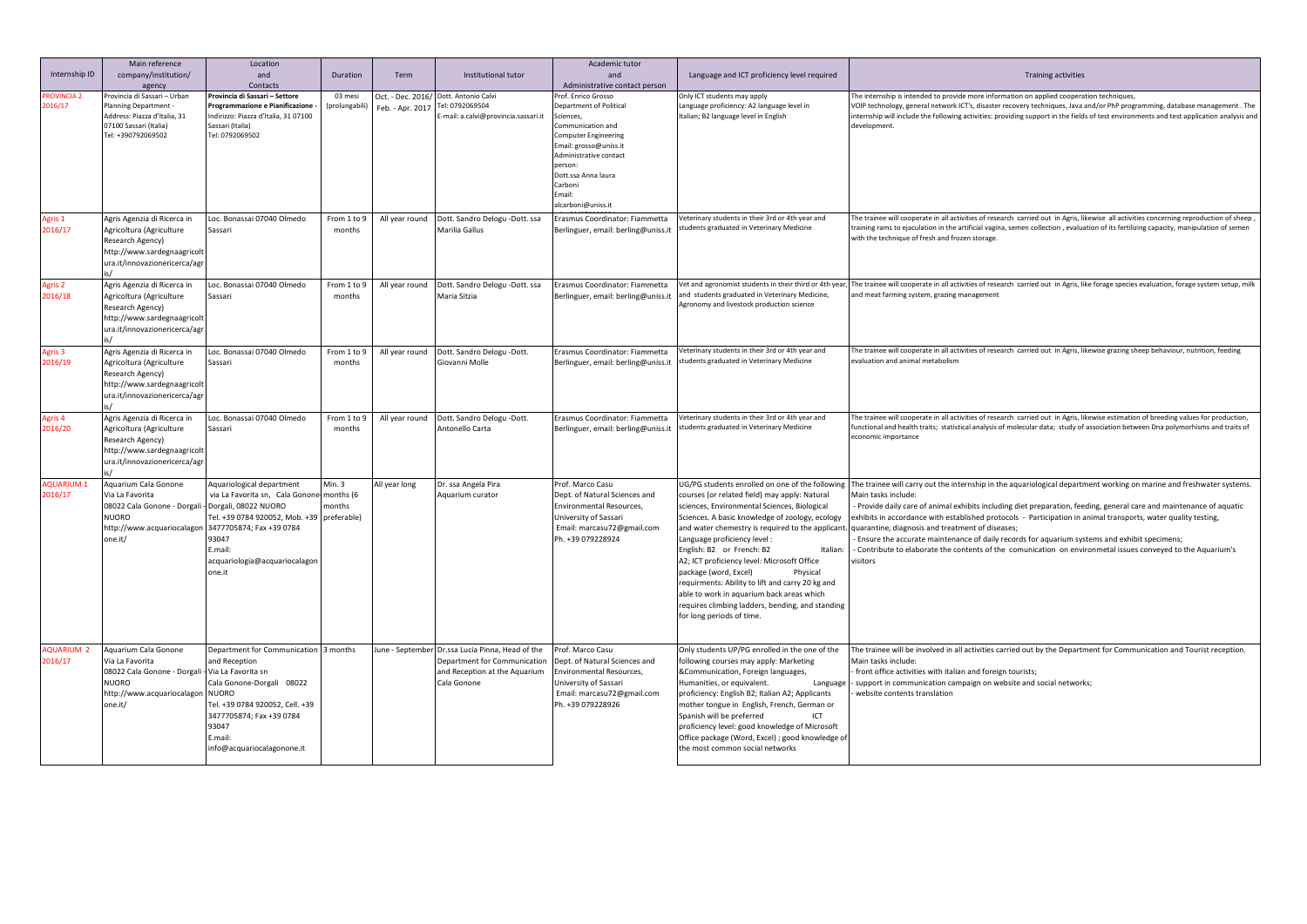| Internship ID | Main reference company/institution/ agency | Location and Contacts | Duration | Term | Institutional tutor | Academic tutor and Administrative contact person | Language and ICT proficiency level required | Training activities |
|---|---|---|---|---|---|---|---|---|
| PROVINCIA 2 2016/17 | Provincia di Sassari – Urban Planning Department - Address: Piazza d'Italia, 31 07100 Sassari (Italia) Tel: +390792069502 | **Provincia di Sassari – Settore Programmazione e Pianificazione -** Indirizzo: Piazza d'Italia, 31 07100 Sassari (Italia) Tel: 0792069502 | 03 mesi (prolungabili) | Oct. - Dec. 2016/ Feb. - Apr. 2017 | Dott. Antonio Calvi Tel: 0792069504 E-mail: a.calvi@provincia.sassari.it | Prof. Enrico Grosso Department of Political Sciences, Communication and Computer Engineering Email: grosso@uniss.it Administrative contact person: Dott.ssa Anna laura Carboni Email: alcarboni@uniss.it | Only ICT students may apply Language proficiency: A2 language level in Italian; B2 language level in English | The internship is intended to provide more information on applied cooperation techniques, VOIP technology, general network ICT's, disaster recovery techniques, Java and/or PhP programming, database management . The internship will include the following activities: providing support in the fields of test environments and test application analysis and development. |
| Agris 1 2016/17 | Agris Agenzia di Ricerca in Agricoltura (Agriculture Research Agency) http://www.sardegnaagricoltura.it/innovazionericerca/agris/ | Loc. Bonassai 07040 Olmedo Sassari | From 1 to 9 months | All year round | Dott. Sandro Delogu -Dott. ssa Marilia Gallus | Erasmus Coordinator: Fiammetta Berlinguer, email: berling@uniss.it | Veterinary students in their 3rd or 4th year and students graduated in Veterinary Medicine | The trainee will cooperate in all activities of research carried out in Agris, likewise all activities concerning reproduction of sheep , training rams to ejaculation in the artificial vagina, semen collection , evaluation of its fertilizing capacity, manipulation of semen with the technique of fresh and frozen storage. |
| Agris 2 2016/18 | Agris Agenzia di Ricerca in Agricoltura (Agriculture Research Agency) http://www.sardegnaagricoltura.it/innovazionericerca/agris/ | Loc. Bonassai 07040 Olmedo Sassari | From 1 to 9 months | All year round | Dott. Sandro Delogu -Dott. ssa Maria Sitzia | Erasmus Coordinator: Fiammetta Berlinguer, email: berling@uniss.it | Vet and agronomist students in their third or 4th year, and students graduated in Veterinary Medicine, Agronomy and livestock production science | The trainee will cooperate in all activities of research carried out in Agris, like forage species evaluation, forage system setup, milk and meat farming system, grazing management |
| Agris 3 2016/19 | Agris Agenzia di Ricerca in Agricoltura (Agriculture Research Agency) http://www.sardegnaagricoltura.it/innovazionericerca/agris/ | Loc. Bonassai 07040 Olmedo Sassari | From 1 to 9 months | All year round | Dott. Sandro Delogu -Dott. Giovanni Molle | Erasmus Coordinator: Fiammetta Berlinguer, email: berling@uniss.it | Veterinary students in their 3rd or 4th year and students graduated in Veterinary Medicine | The trainee will cooperate in all activities of research carried out in Agris, likewise grazing sheep behaviour, nutrition, feeding evaluation and animal metabolism |
| Agris 4 2016/20 | Agris Agenzia di Ricerca in Agricoltura (Agriculture Research Agency) http://www.sardegnaagricoltura.it/innovazionericerca/agris/ | Loc. Bonassai 07040 Olmedo Sassari | From 1 to 9 months | All year round | Dott. Sandro Delogu -Dott. Antonello Carta | Erasmus Coordinator: Fiammetta Berlinguer, email: berling@uniss.it | Veterinary students in their 3rd or 4th year and students graduated in Veterinary Medicine | The trainee will cooperate in all activities of research carried out in Agris, likewise estimation of breeding values for production, functional and health traits; statistical analysis of molecular data; study of association between Dna polymorhisms and traits of economic importance |
| AQUARIUM 1 2016/17 | Aquarium Cala Gonone Via La Favorita 08022 Cala Gonone - Dorgali - NUORO http://www.acquariocalagonone.it/ | Aquariological department via La Favorita sn, Cala Gonone- Dorgali, 08022 NUORO Tel. +39 0784 920052, Mob. +39 3477705874; Fax +39 0784 93047 E.mail: acquariologia@acquariocalagonone.it | Min. 3 months (6 months preferable) | All year long | Dr. ssa Angela Pira Aquarium curator | Prof. Marco Casu Dept. of Natural Sciences and Environmental Resources, University of Sassari Email: marcasu72@gmail.com Ph. +39 079228924 | UG/PG students enrolled on one of the following courses (or related field) may apply: Natural sciences, Environmental Sciences, Biological Sciences. A basic knowledge of zoology, ecology and water chemestry is required to the applicant. Language proficiency level : English: B2 or French: B2 Italian: A2; ICT proficiency level: Microsoft Office package (word, Excel) Physical requirments: Ability to lift and carry 20 kg and able to work in aquarium back areas which requires climbing ladders, bending, and standing for long periods of time. | The trainee will carry out the internship in the aquariological department working on marine and freshwater systems. Main tasks include: - Provide daily care of animal exhibits including diet preparation, feeding, general care and maintenance of aquatic exhibits in accordance with established protocols - Participation in animal transports, water quality testing, quarantine, diagnosis and treatment of diseases; - Ensure the accurate maintenance of daily records for aquarium systems and exhibit specimens; - Contribute to elaborate the contents of the comunication on environmetal issues conveyed to the Aquarium's visitors |
| AQUARIUM 2 2016/17 | Aquarium Cala Gonone Via La Favorita 08022 Cala Gonone - Dorgali - NUORO http://www.acquariocalagonone.it/ | Department for Communication and Reception Via La Favorita sn Cala Gonone-Dorgali 08022 NUORO Tel. +39 0784 920052, Cell. +39 3477705874; Fax +39 0784 93047 E.mail: info@acquariocalagonone.it | 3 months | June - September | Dr.ssa Lucia Pinna, Head of the Department for Communication and Reception at the Aquarium Cala Gonone | Prof. Marco Casu Dept. of Natural Sciences and Environmental Resources, University of Sassari Email: marcasu72@gmail.com Ph. +39 079228926 | Only students UP/PG enrolled in the one of the following courses may apply: Marketing &Communication, Foreign languages, Humanities, or equivalent. Language proficiency: English B2; Italian A2; Applicants mother tongue in English, French, German or Spanish will be preferred ICT proficiency level: good knowledge of Microsoft Office package (Word, Excel) ; good knowledge of the most common social networks | The trainee will be involved in all activities carried out by the Department for Communication and Tourist reception. Main tasks include: - front office activities with italian and foreign tourists; - support in communication campaign on website and social networks; - website contents translation |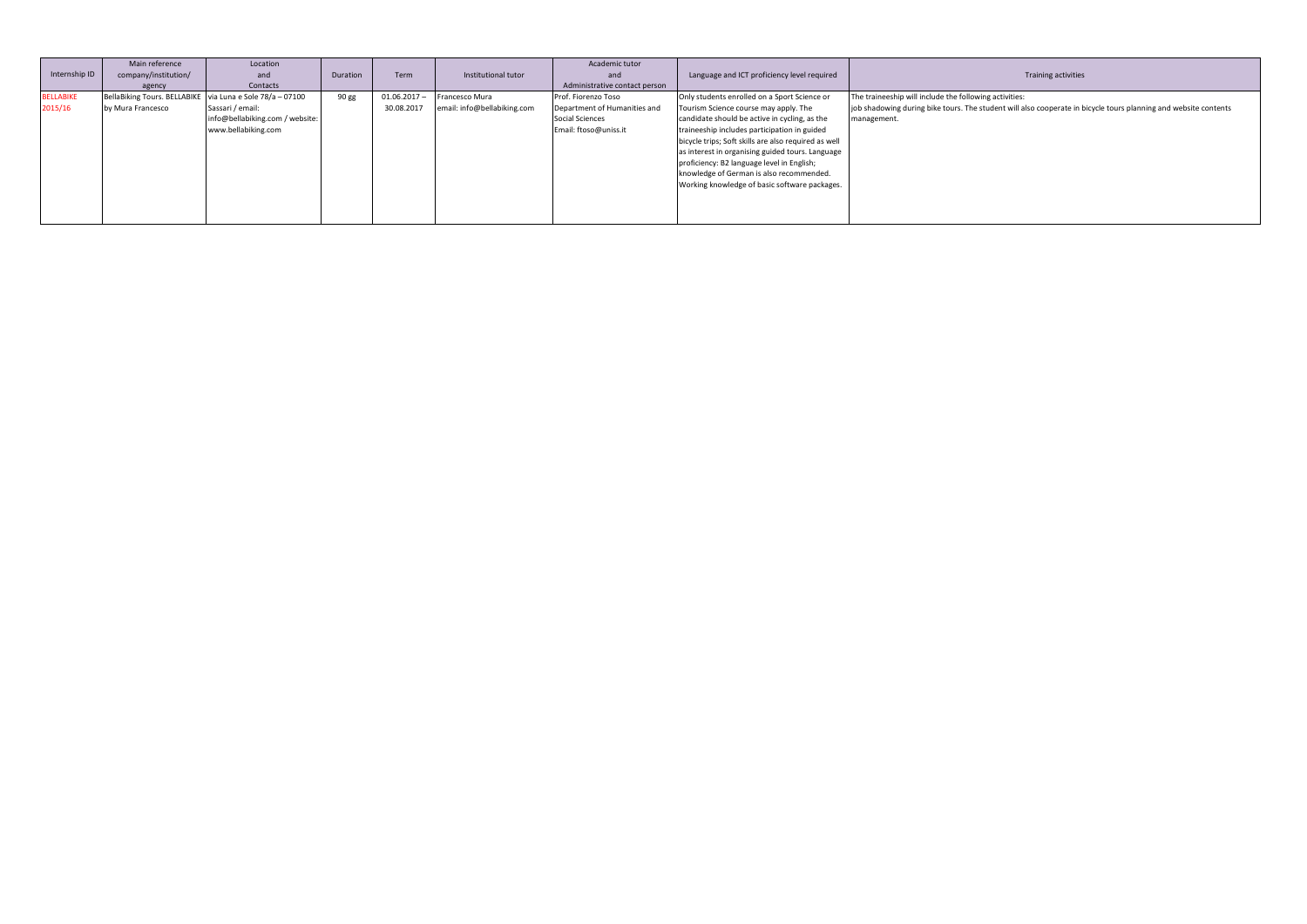| Internship ID | Main reference company/institution/ agency | Location and Contacts | Duration | Term | Institutional tutor | Academic tutor and Administrative contact person | Language and ICT proficiency level required | Training activities |
|---|---|---|---|---|---|---|---|---|
| BELLABIKE 2015/16 | BellaBiking Tours. BELLABIKE by Mura Francesco | via Luna e Sole 78/a – 07100 Sassari / email: info@bellabiking.com / website: www.bellabiking.com | 90 gg | 01.06.2017 – 30.08.2017 | Francesco Mura email: info@bellabiking.com | Prof. Fiorenzo Toso Department of Humanities and Social Sciences Email: ftoso@uniss.it | Only students enrolled on a Sport Science or Tourism Science course may apply. The candidate should be active in cycling, as the traineeship includes participation in guided bicycle trips; Soft skills are also required as well as interest in organising guided tours. Language proficiency: B2 language level in English; knowledge of German is also recommended. Working knowledge of basic software packages. | The traineeship will include the following activities: job shadowing during bike tours. The student will also cooperate in bicycle tours planning and website contents management. |